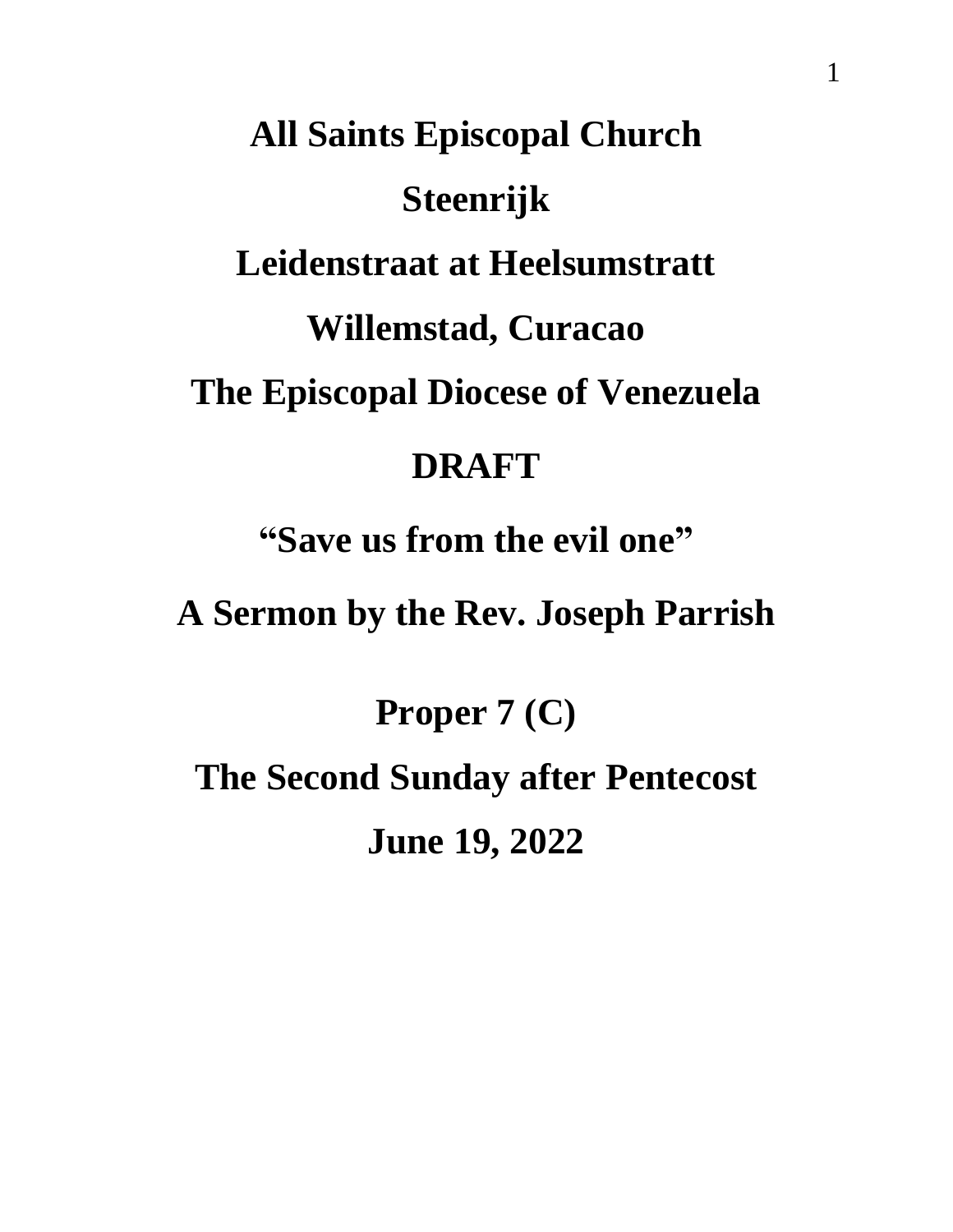# All Saints Episcopal Church

## Steenrijk

## Leidenstraat at Heelsumstratt

## Willemstad, Curacao

## The Episcopal Diocese of Venezuela

## DRAFT

## "Save us from the evil one"

## A Sermon by the Rev. Joseph Parrish

## Proper 7 (C)

## The Second Sunday after Pentecost

## June 19, 2022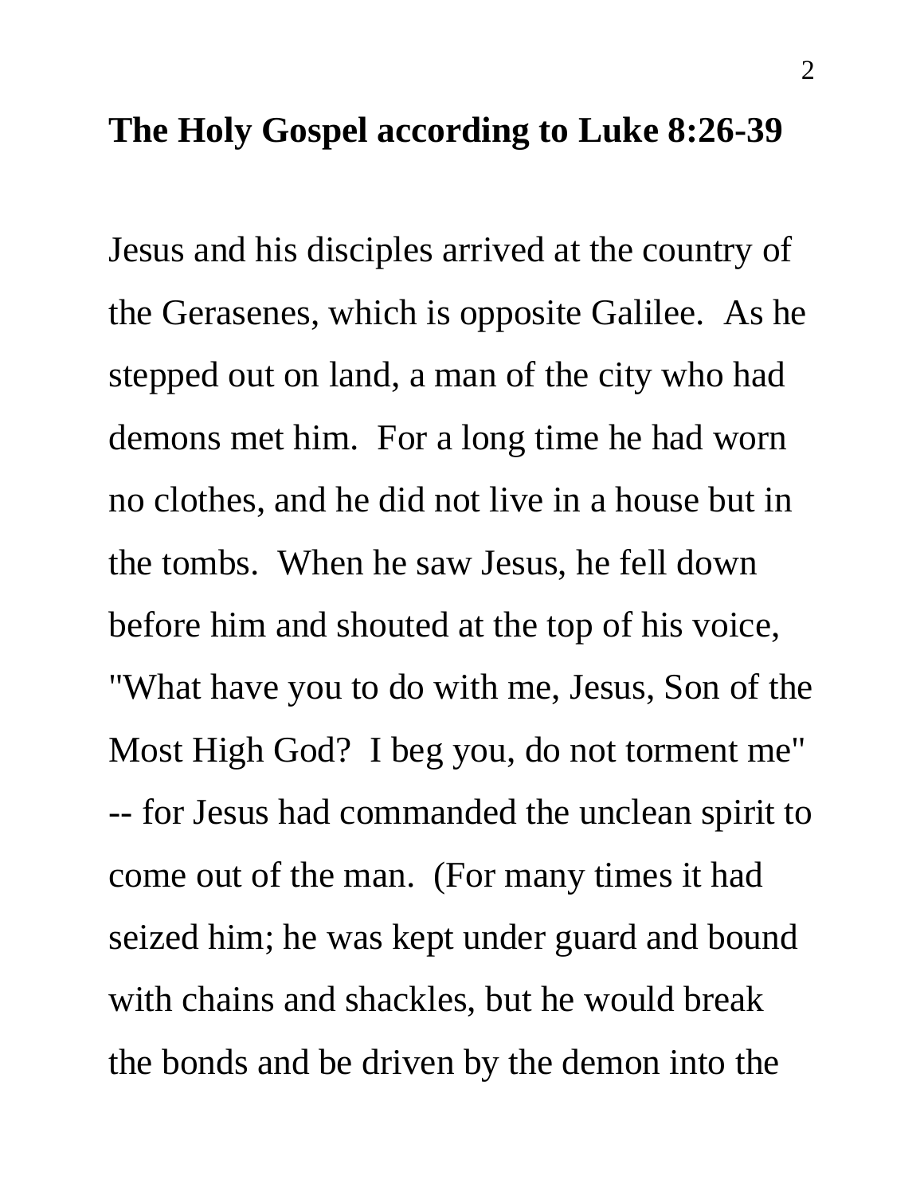**The Holy Gospel according to Luke 8:26-39**

Jesus and his disciples arrived at the country of the Gerasenes, which is opposite Galilee. As he stepped out on land, a man of the city who had demons met him. For a long time he had worn no clothes, and he did not live in a house but in the tombs. When he saw Jesus, he fell down before him and shouted at the top of his voice, "What have you to do with me, Jesus, Son of the Most High God? I beg you, do not torment me" -- for Jesus had commanded the unclean spirit to come out of the man. (For many times it had seized him; he was kept under guard and bound with chains and shackles, but he would break the bonds and be driven by the demon into the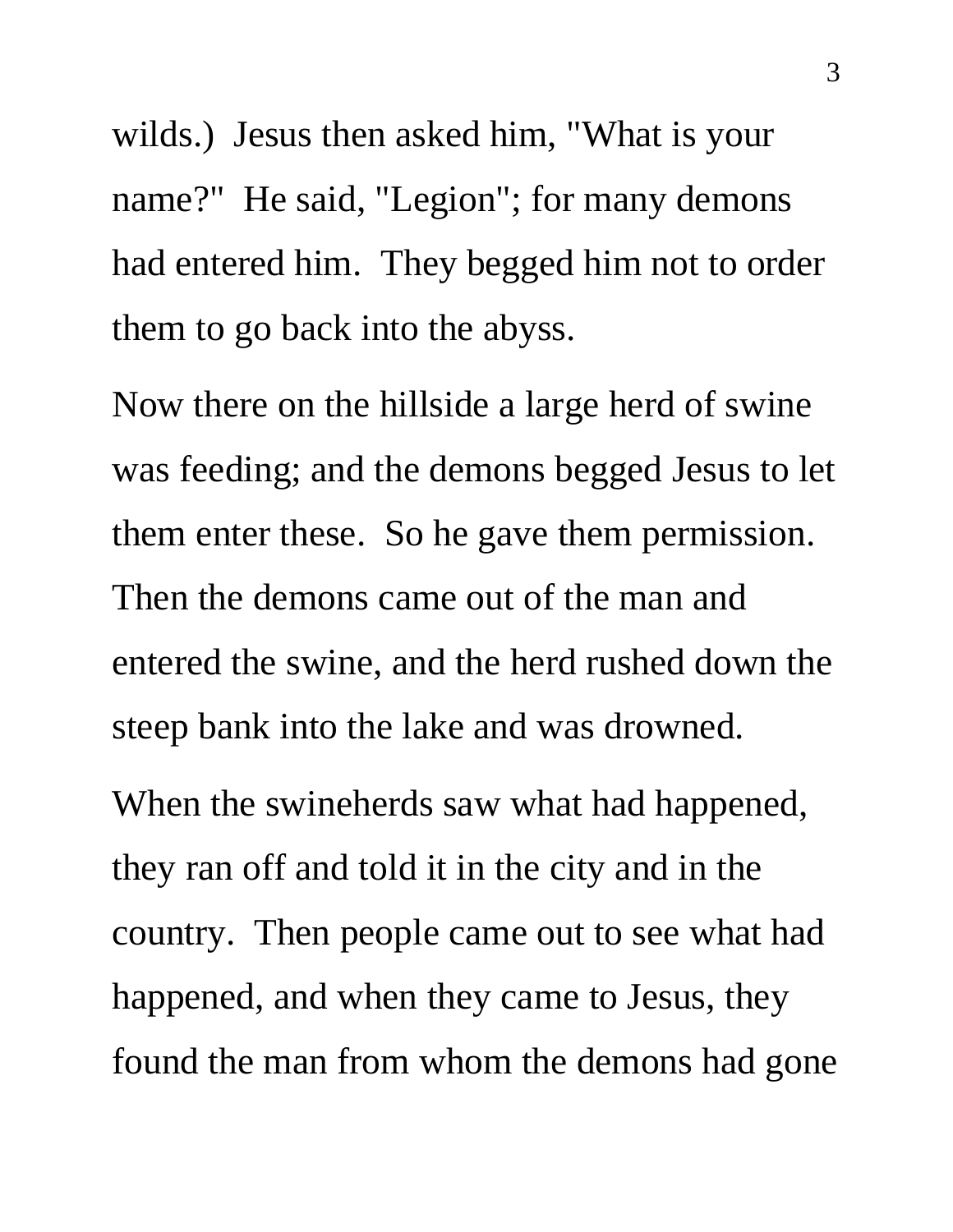wilds.) Jesus then asked him, "What is your name?" He said, "Legion"; for many demons had entered him. They begged him not to order them to go back into the abyss.

Now there on the hillside a large herd of swine was feeding; and the demons begged Jesus to let them enter these. So he gave them permission. Then the demons came out of the man and entered the swine, and the herd rushed down the steep bank into the lake and was drowned.

When the swineherds saw what had happened, they ran off and told it in the city and in the country. Then people came out to see what had happened, and when they came to Jesus, they found the man from whom the demons had gone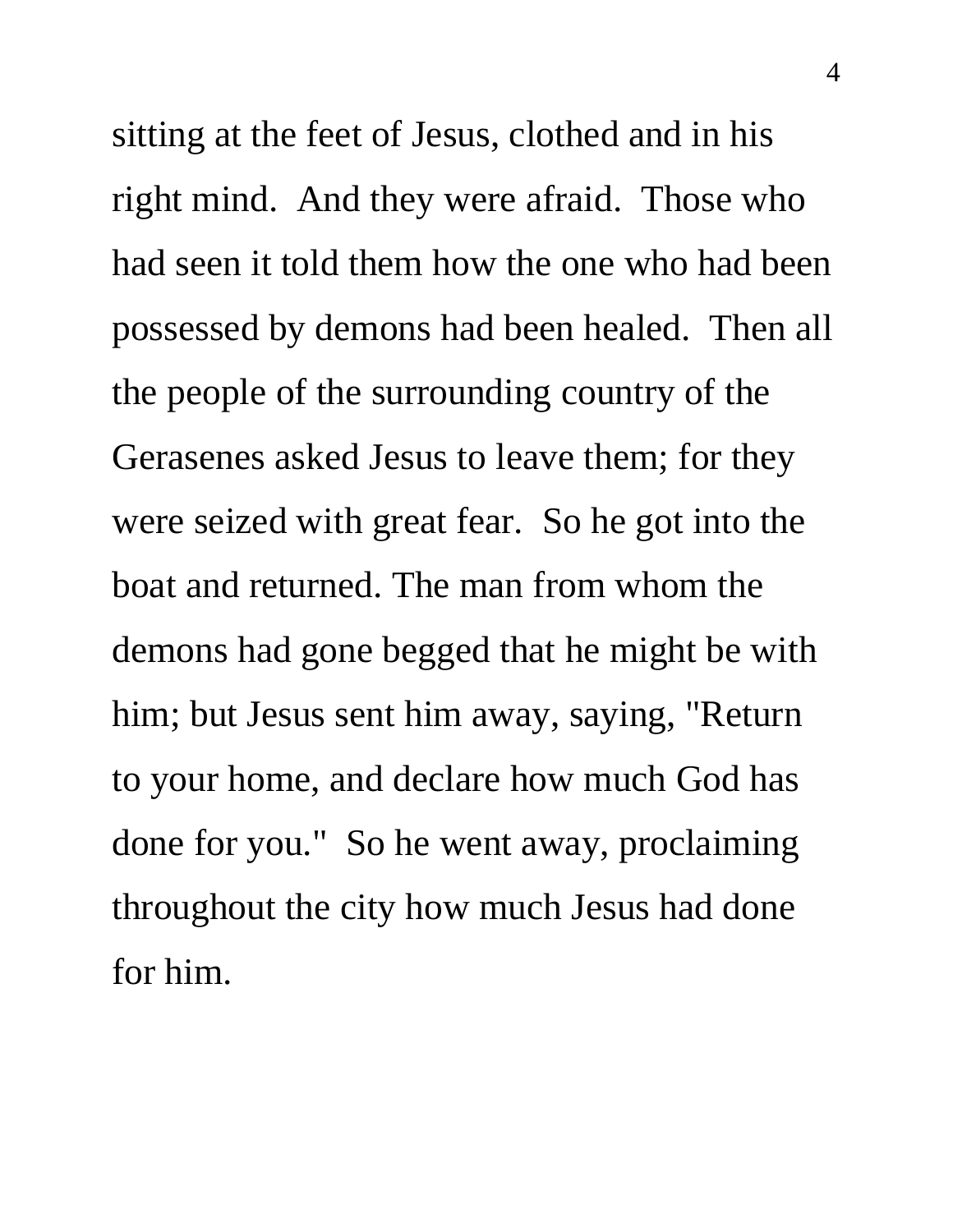sitting at the feet of Jesus, clothed and in his right mind.  And they were afraid.  Those who had seen it told them how the one who had been possessed by demons had been healed.  Then all the people of the surrounding country of the Gerasenes asked Jesus to leave them; for they were seized with great fear.  So he got into the boat and returned. The man from whom the demons had gone begged that he might be with him; but Jesus sent him away, saying, "Return to your home, and declare how much God has done for you."  So he went away, proclaiming throughout the city how much Jesus had done for him.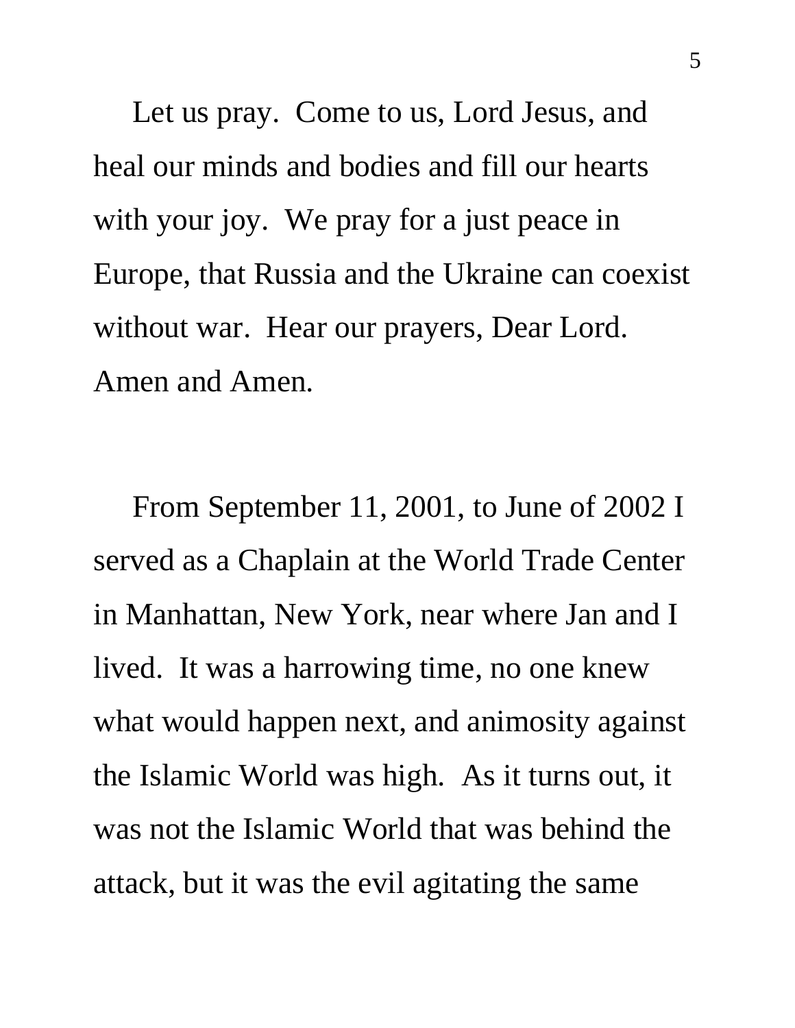Let us pray. Come to us, Lord Jesus, and heal our minds and bodies and fill our hearts with your joy. We pray for a just peace in Europe, that Russia and the Ukraine can coexist without war. Hear our prayers, Dear Lord. Amen and Amen.

From September 11, 2001, to June of 2002 I served as a Chaplain at the World Trade Center in Manhattan, New York, near where Jan and I lived. It was a harrowing time, no one knew what would happen next, and animosity against the Islamic World was high. As it turns out, it was not the Islamic World that was behind the attack, but it was the evil agitating the same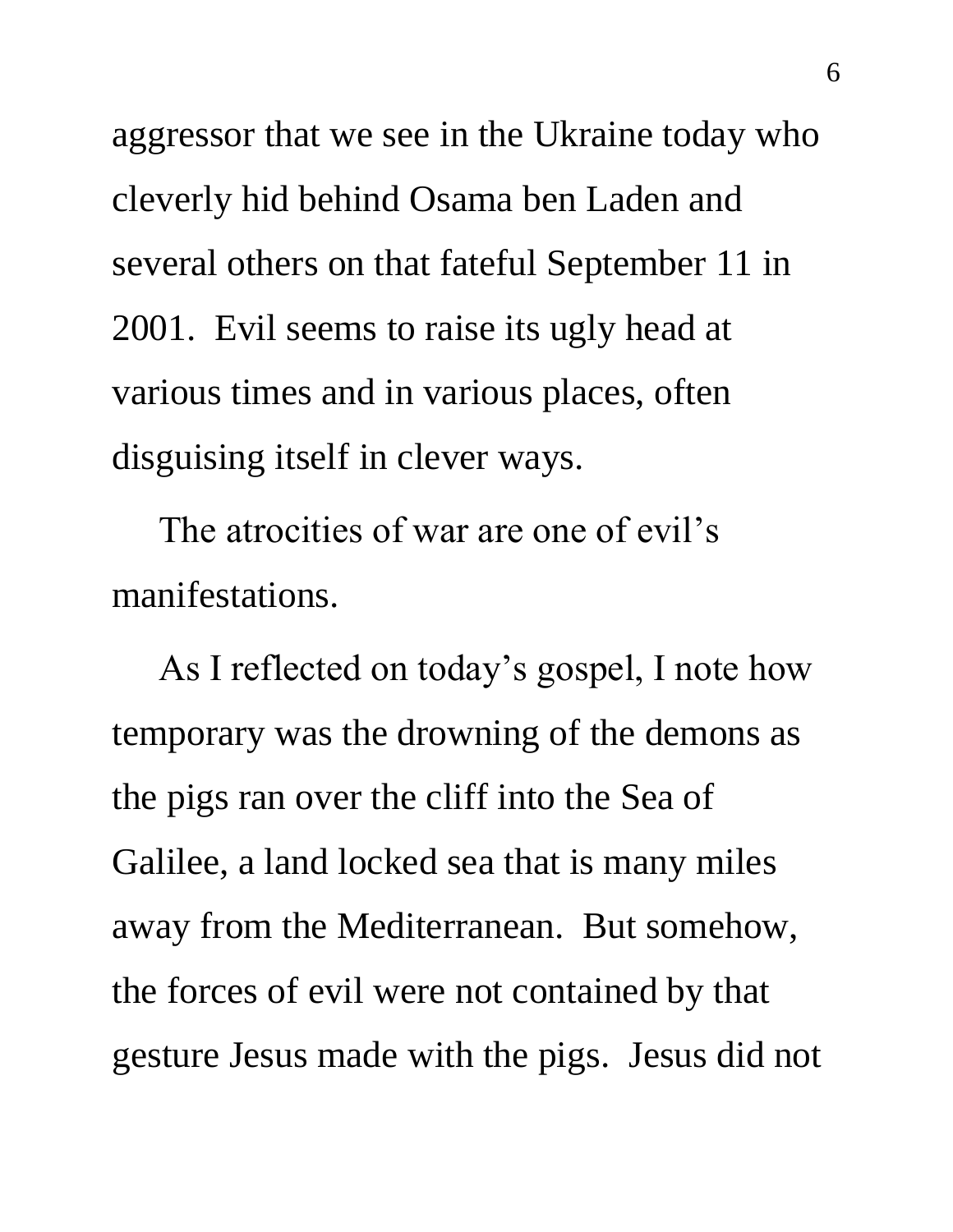aggressor that we see in the Ukraine today who cleverly hid behind Osama ben Laden and several others on that fateful September 11 in 2001. Evil seems to raise its ugly head at various times and in various places, often disguising itself in clever ways.

The atrocities of war are one of evil's manifestations.

As I reflected on today's gospel, I note how temporary was the drowning of the demons as the pigs ran over the cliff into the Sea of Galilee, a land locked sea that is many miles away from the Mediterranean. But somehow, the forces of evil were not contained by that gesture Jesus made with the pigs. Jesus did not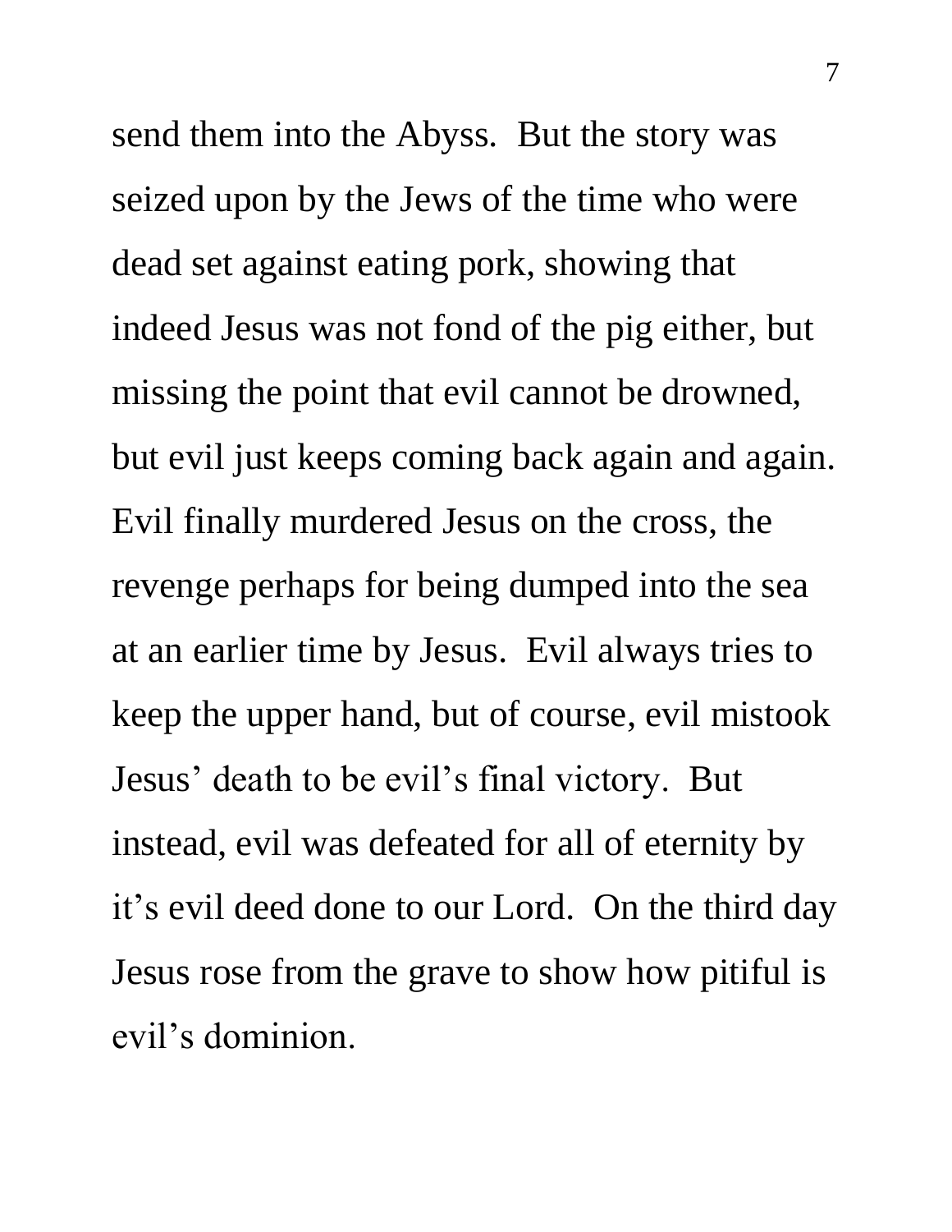send them into the Abyss. But the story was seized upon by the Jews of the time who were dead set against eating pork, showing that indeed Jesus was not fond of the pig either, but missing the point that evil cannot be drowned, but evil just keeps coming back again and again. Evil finally murdered Jesus on the cross, the revenge perhaps for being dumped into the sea at an earlier time by Jesus. Evil always tries to keep the upper hand, but of course, evil mistook Jesus' death to be evil's final victory. But instead, evil was defeated for all of eternity by it's evil deed done to our Lord. On the third day Jesus rose from the grave to show how pitiful is evil's dominion.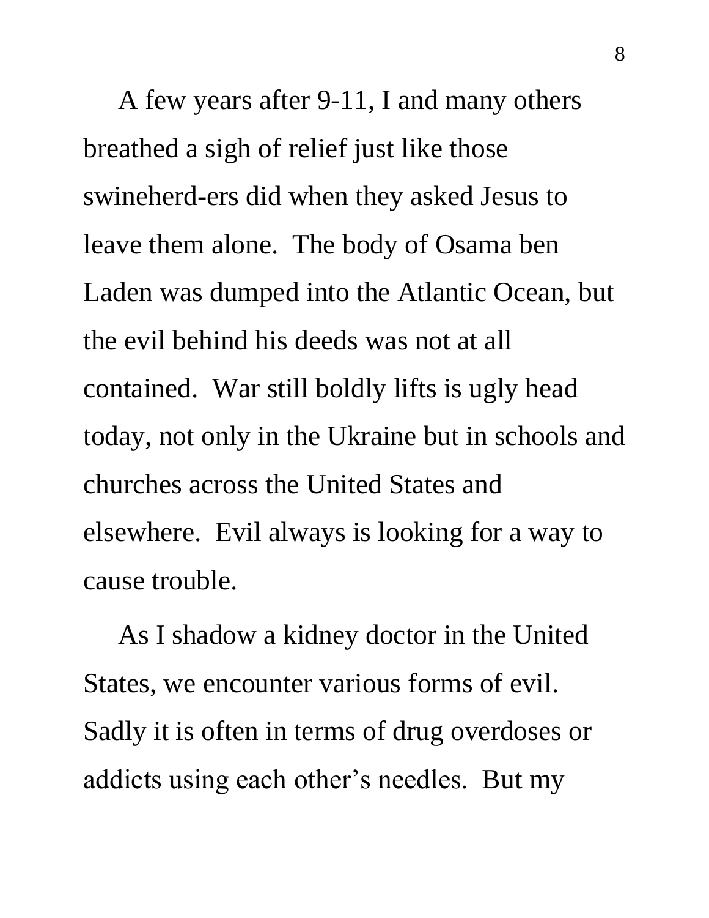A few years after 9-11, I and many others breathed a sigh of relief just like those swineherd-ers did when they asked Jesus to leave them alone. The body of Osama ben Laden was dumped into the Atlantic Ocean, but the evil behind his deeds was not at all contained. War still boldly lifts is ugly head today, not only in the Ukraine but in schools and churches across the United States and elsewhere. Evil always is looking for a way to cause trouble.

As I shadow a kidney doctor in the United States, we encounter various forms of evil. Sadly it is often in terms of drug overdoses or addicts using each other's needles. But my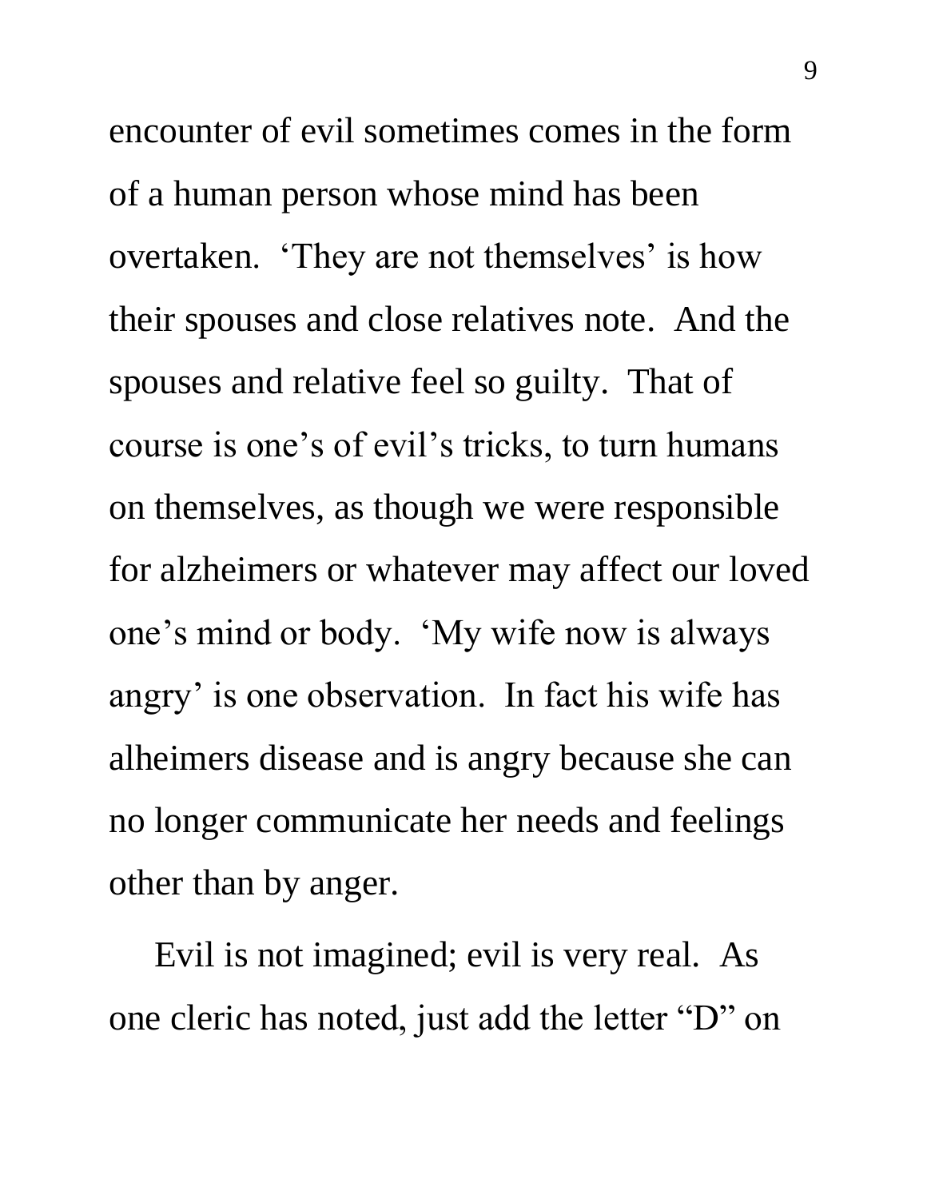encounter of evil sometimes comes in the form of a human person whose mind has been overtaken. 'They are not themselves' is how their spouses and close relatives note. And the spouses and relative feel so guilty. That of course is one's of evil's tricks, to turn humans on themselves, as though we were responsible for alzheimers or whatever may affect our loved one's mind or body. 'My wife now is always angry' is one observation. In fact his wife has alheimers disease and is angry because she can no longer communicate her needs and feelings other than by anger.

Evil is not imagined; evil is very real. As one cleric has noted, just add the letter "D" on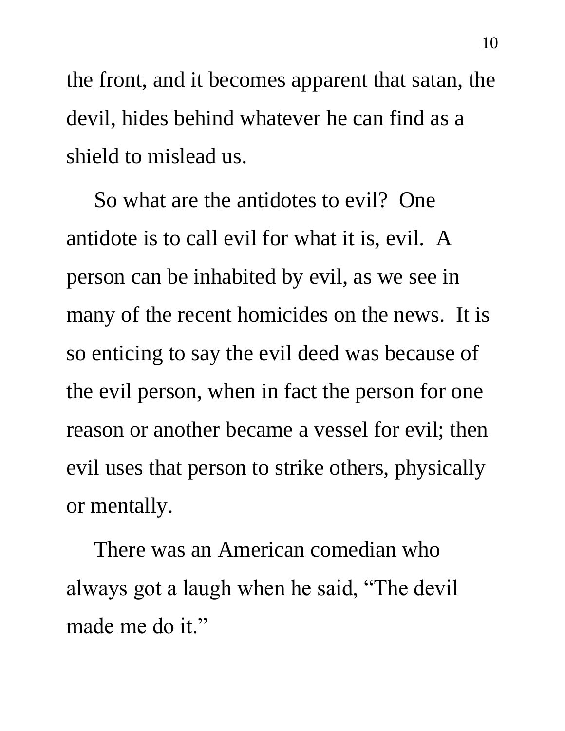the front, and it becomes apparent that satan, the devil, hides behind whatever he can find as a shield to mislead us.

So what are the antidotes to evil? One antidote is to call evil for what it is, evil. A person can be inhabited by evil, as we see in many of the recent homicides on the news. It is so enticing to say the evil deed was because of the evil person, when in fact the person for one reason or another became a vessel for evil; then evil uses that person to strike others, physically or mentally.

There was an American comedian who always got a laugh when he said, "The devil made me do it."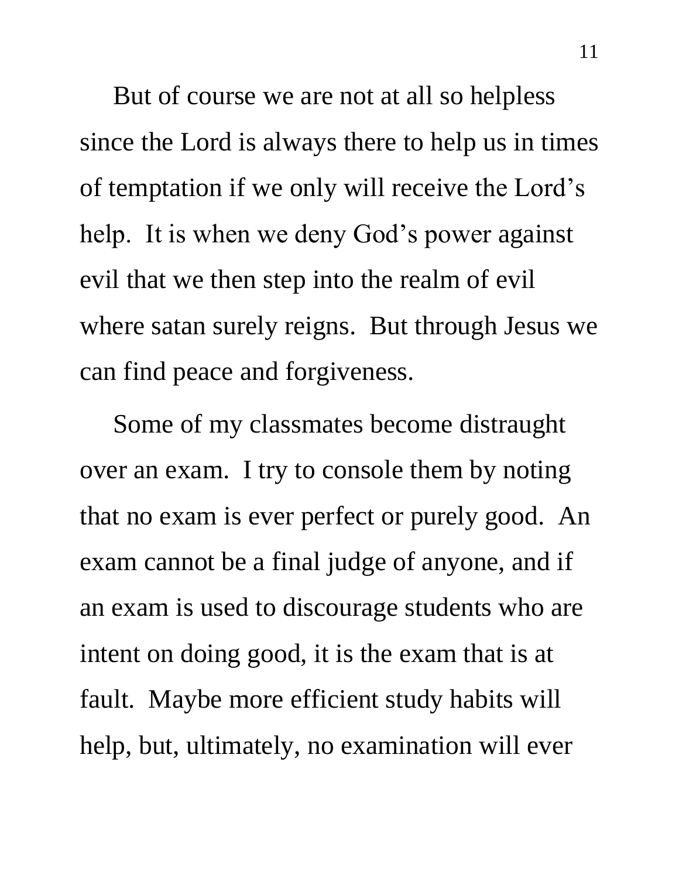But of course we are not at all so helpless since the Lord is always there to help us in times of temptation if we only will receive the Lord's help. It is when we deny God's power against evil that we then step into the realm of evil where satan surely reigns. But through Jesus we can find peace and forgiveness.

Some of my classmates become distraught over an exam. I try to console them by noting that no exam is ever perfect or purely good. An exam cannot be a final judge of anyone, and if an exam is used to discourage students who are intent on doing good, it is the exam that is at fault. Maybe more efficient study habits will help, but, ultimately, no examination will ever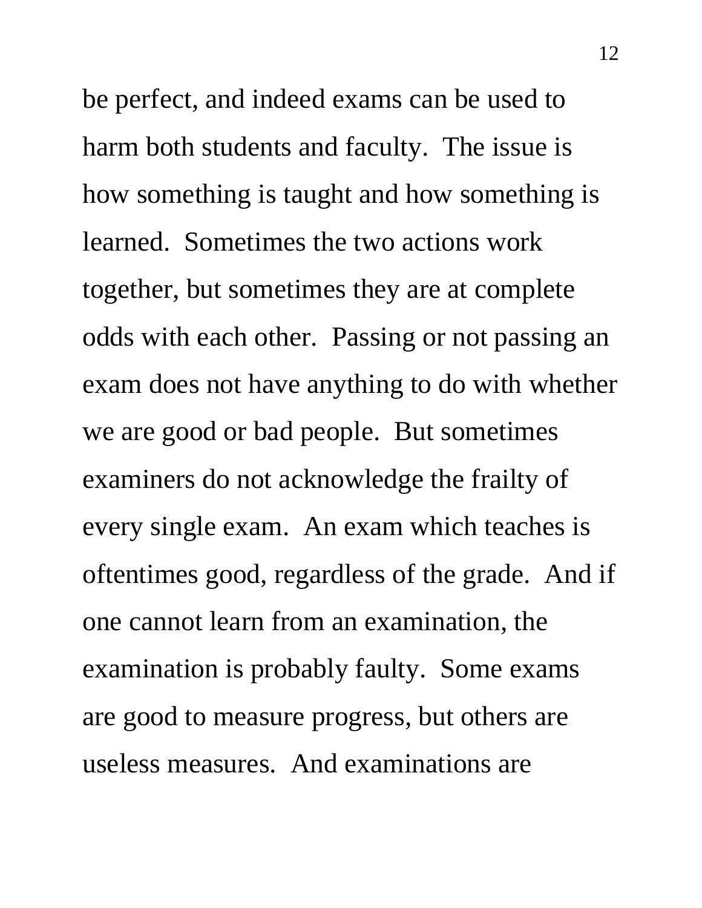be perfect, and indeed exams can be used to harm both students and faculty.  The issue is how something is taught and how something is learned.  Sometimes the two actions work together, but sometimes they are at complete odds with each other.  Passing or not passing an exam does not have anything to do with whether we are good or bad people.  But sometimes examiners do not acknowledge the frailty of every single exam.  An exam which teaches is oftentimes good, regardless of the grade.  And if one cannot learn from an examination, the examination is probably faulty.  Some exams are good to measure progress, but others are useless measures.  And examinations are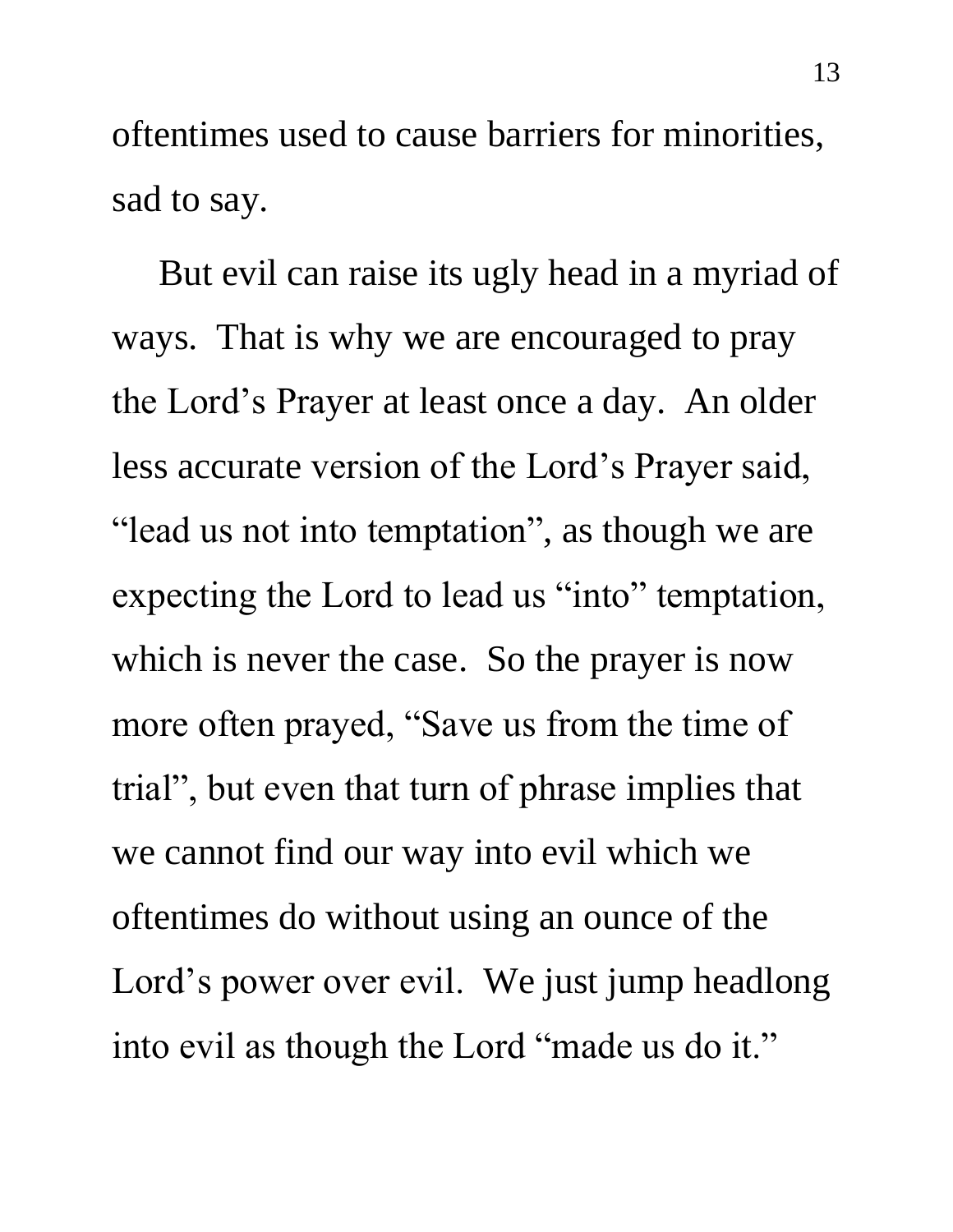oftentimes used to cause barriers for minorities, sad to say.

But evil can raise its ugly head in a myriad of ways.  That is why we are encouraged to pray the Lord's Prayer at least once a day.  An older less accurate version of the Lord's Prayer said, "lead us not into temptation", as though we are expecting the Lord to lead us "into" temptation, which is never the case.  So the prayer is now more often prayed, "Save us from the time of trial", but even that turn of phrase implies that we cannot find our way into evil which we oftentimes do without using an ounce of the Lord's power over evil.  We just jump headlong into evil as though the Lord "made us do it."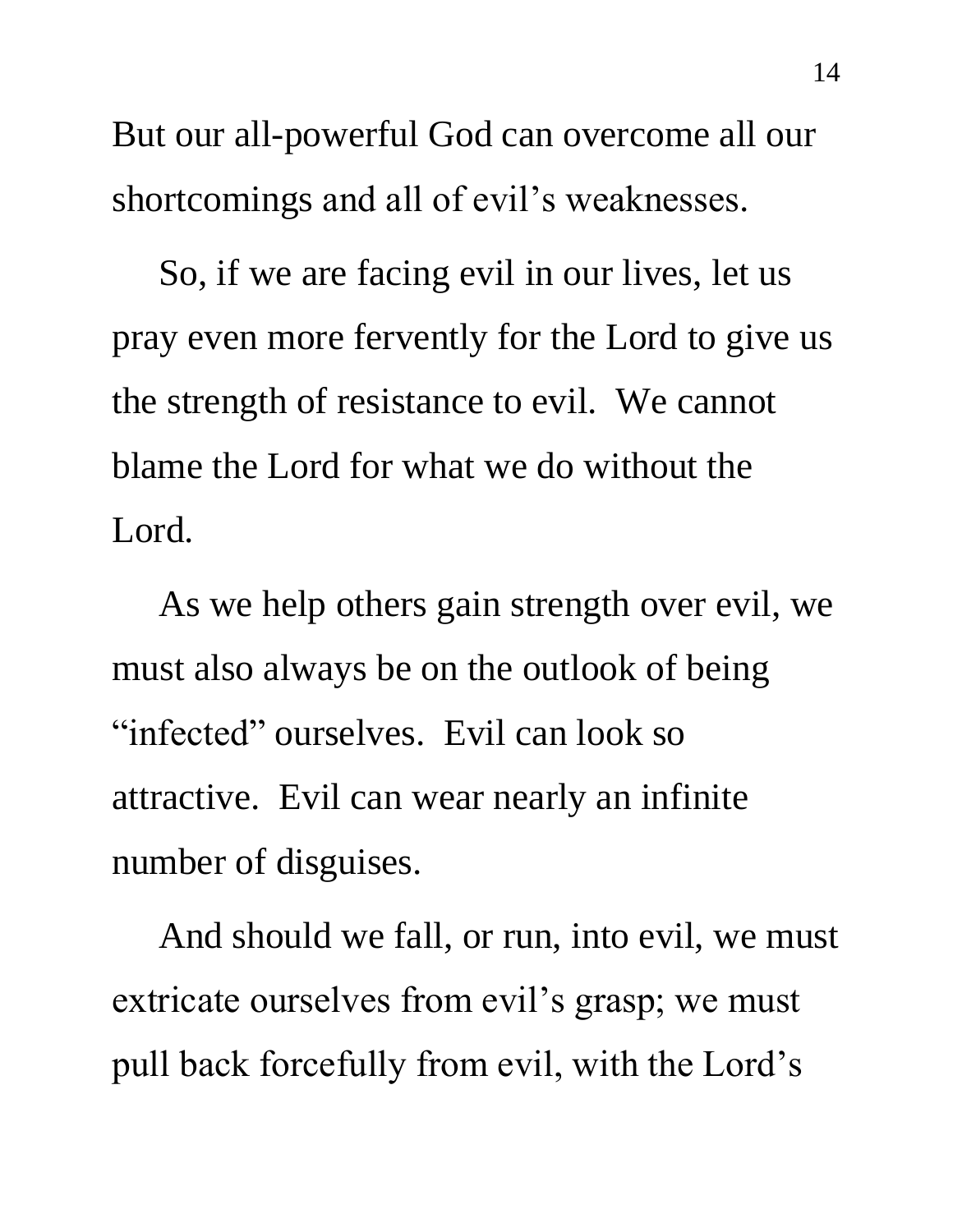But our all-powerful God can overcome all our shortcomings and all of evil's weaknesses.

So, if we are facing evil in our lives, let us pray even more fervently for the Lord to give us the strength of resistance to evil. We cannot blame the Lord for what we do without the Lord.

As we help others gain strength over evil, we must also always be on the outlook of being "infected" ourselves. Evil can look so attractive. Evil can wear nearly an infinite number of disguises.

And should we fall, or run, into evil, we must extricate ourselves from evil's grasp; we must pull back forcefully from evil, with the Lord's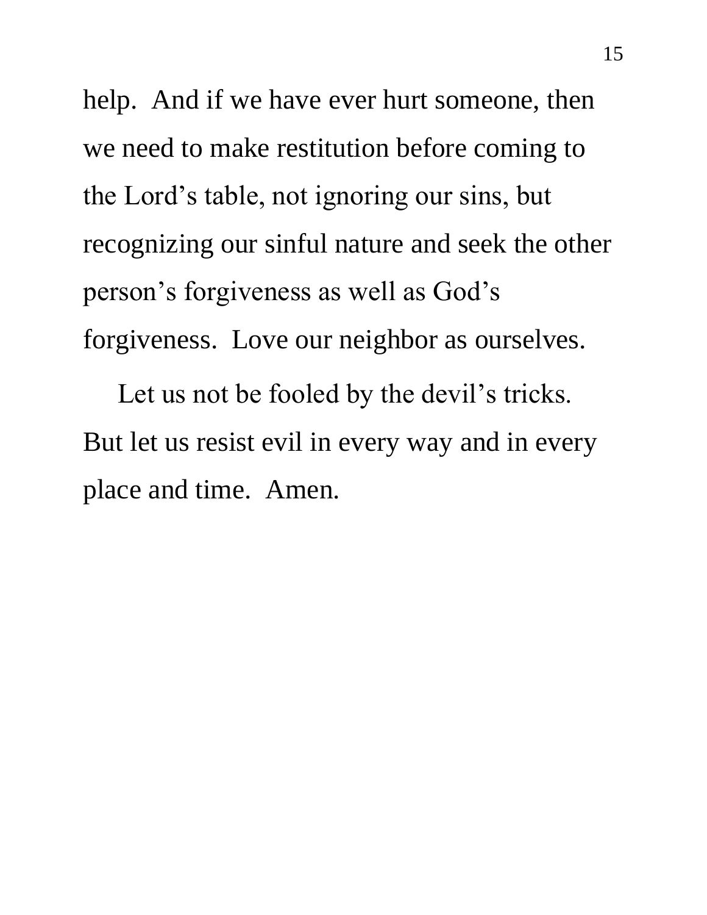help. And if we have ever hurt someone, then we need to make restitution before coming to the Lord's table, not ignoring our sins, but recognizing our sinful nature and seek the other person's forgiveness as well as God's forgiveness. Love our neighbor as ourselves.

Let us not be fooled by the devil's tricks. But let us resist evil in every way and in every place and time. Amen.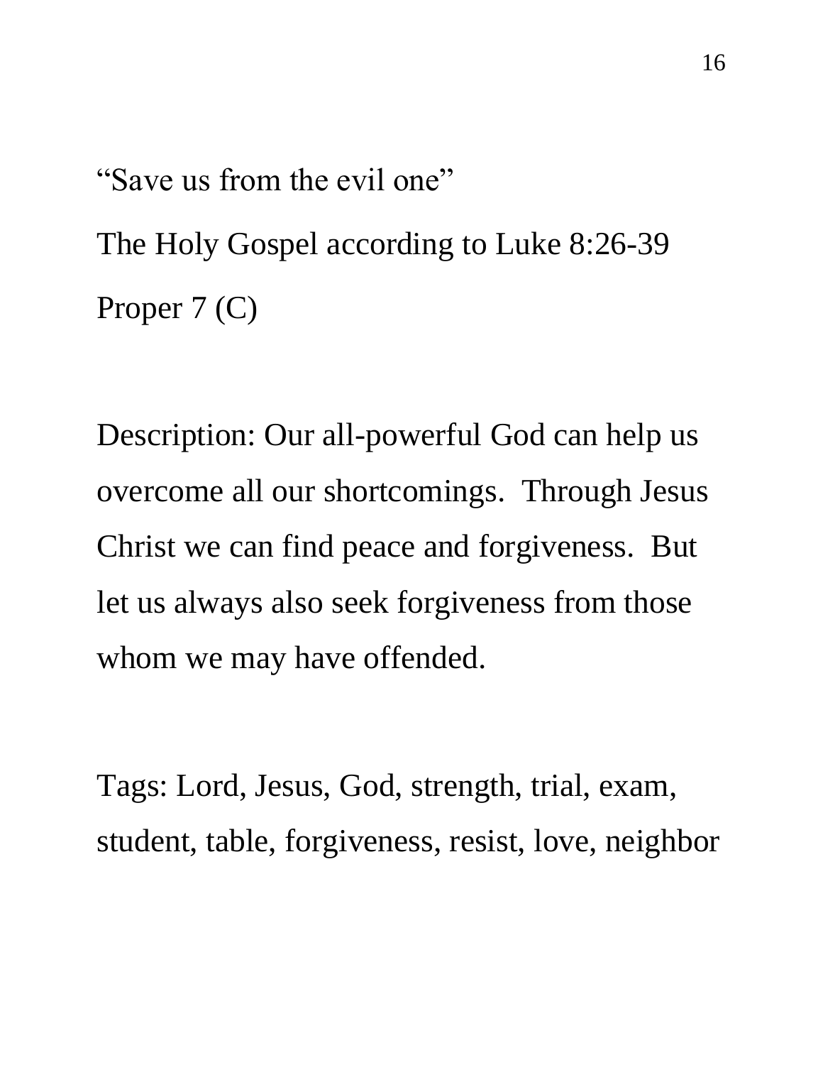“Save us from the evil one”

The Holy Gospel according to Luke 8:26-39

Proper 7 (C)

Description: Our all-powerful God can help us overcome all our shortcomings. Through Jesus Christ we can find peace and forgiveness. But let us always also seek forgiveness from those whom we may have offended.

Tags: Lord, Jesus, God, strength, trial, exam, student, table, forgiveness, resist, love, neighbor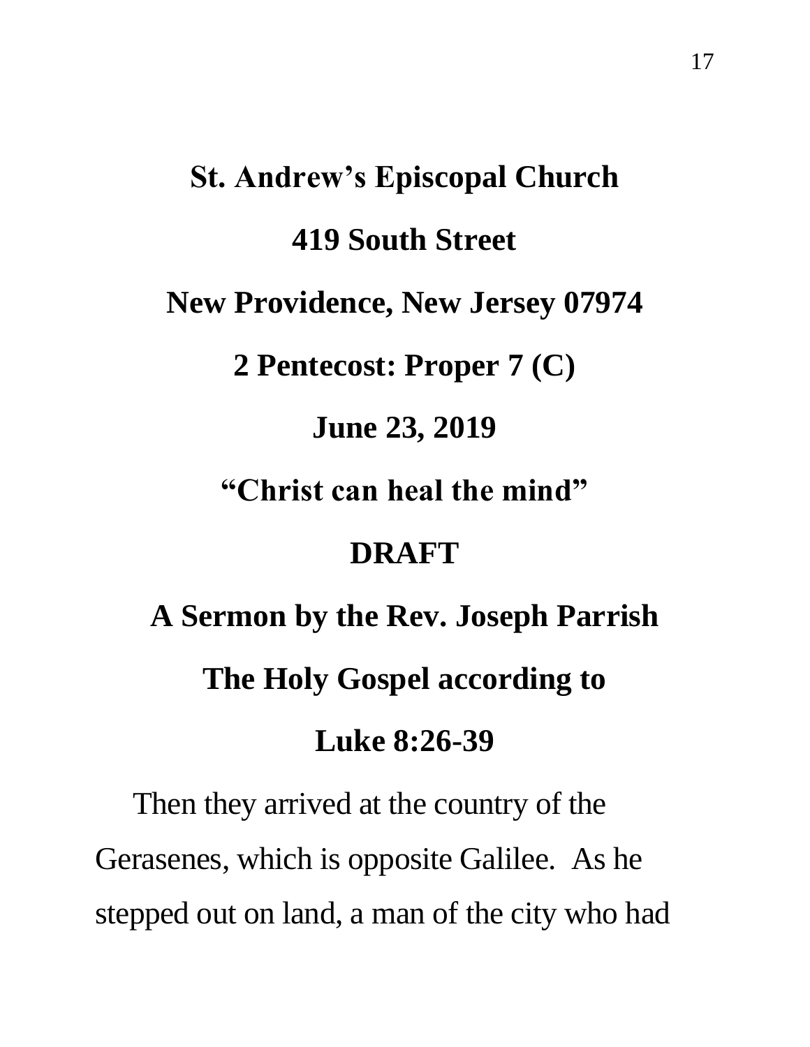**St. Andrew's Episcopal Church**

**419 South Street**

**New Providence, New Jersey 07974**

**2 Pentecost: Proper 7 (C)**

**June 23, 2019**

**"Christ can heal the mind"**

**DRAFT**

**A Sermon by the Rev. Joseph Parrish**

**The Holy Gospel according to**

**Luke 8:26-39**

Then they arrived at the country of the Gerasenes, which is opposite Galilee. As he stepped out on land, a man of the city who had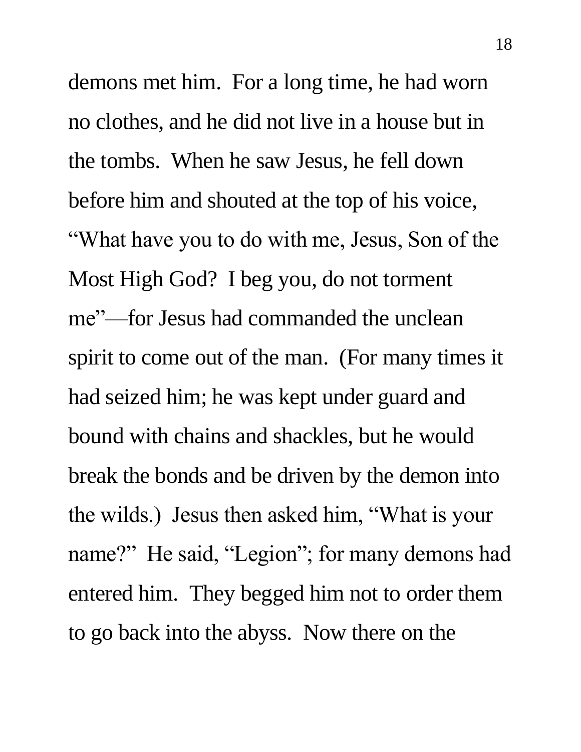demons met him. For a long time, he had worn no clothes, and he did not live in a house but in the tombs. When he saw Jesus, he fell down before him and shouted at the top of his voice, "What have you to do with me, Jesus, Son of the Most High God? I beg you, do not torment me"—for Jesus had commanded the unclean spirit to come out of the man. (For many times it had seized him; he was kept under guard and bound with chains and shackles, but he would break the bonds and be driven by the demon into the wilds.) Jesus then asked him, "What is your name?" He said, "Legion"; for many demons had entered him. They begged him not to order them to go back into the abyss. Now there on the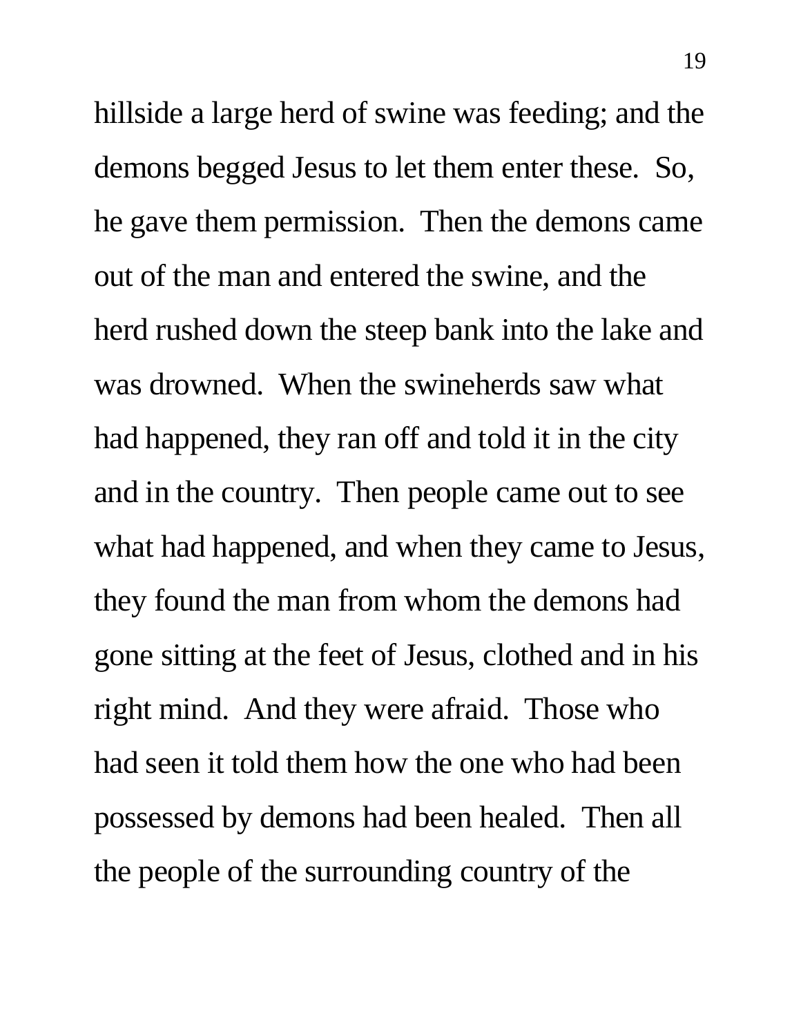hillside a large herd of swine was feeding; and the demons begged Jesus to let them enter these. So, he gave them permission. Then the demons came out of the man and entered the swine, and the herd rushed down the steep bank into the lake and was drowned. When the swineherds saw what had happened, they ran off and told it in the city and in the country. Then people came out to see what had happened, and when they came to Jesus, they found the man from whom the demons had gone sitting at the feet of Jesus, clothed and in his right mind. And they were afraid. Those who had seen it told them how the one who had been possessed by demons had been healed. Then all the people of the surrounding country of the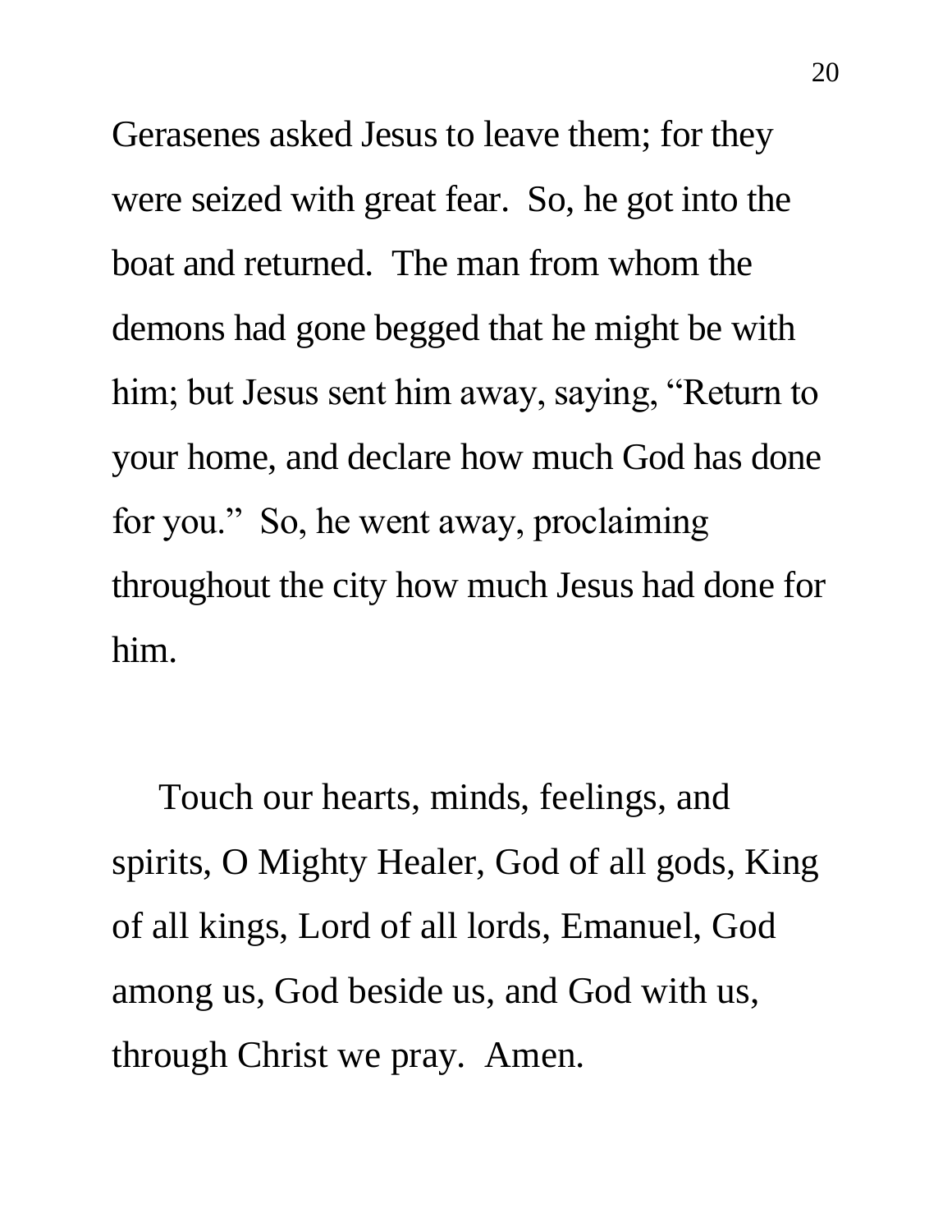Gerasenes asked Jesus to leave them; for they were seized with great fear. So, he got into the boat and returned. The man from whom the demons had gone begged that he might be with him; but Jesus sent him away, saying, "Return to your home, and declare how much God has done for you." So, he went away, proclaiming throughout the city how much Jesus had done for him.

Touch our hearts, minds, feelings, and spirits, O Mighty Healer, God of all gods, King of all kings, Lord of all lords, Emanuel, God among us, God beside us, and God with us, through Christ we pray. Amen.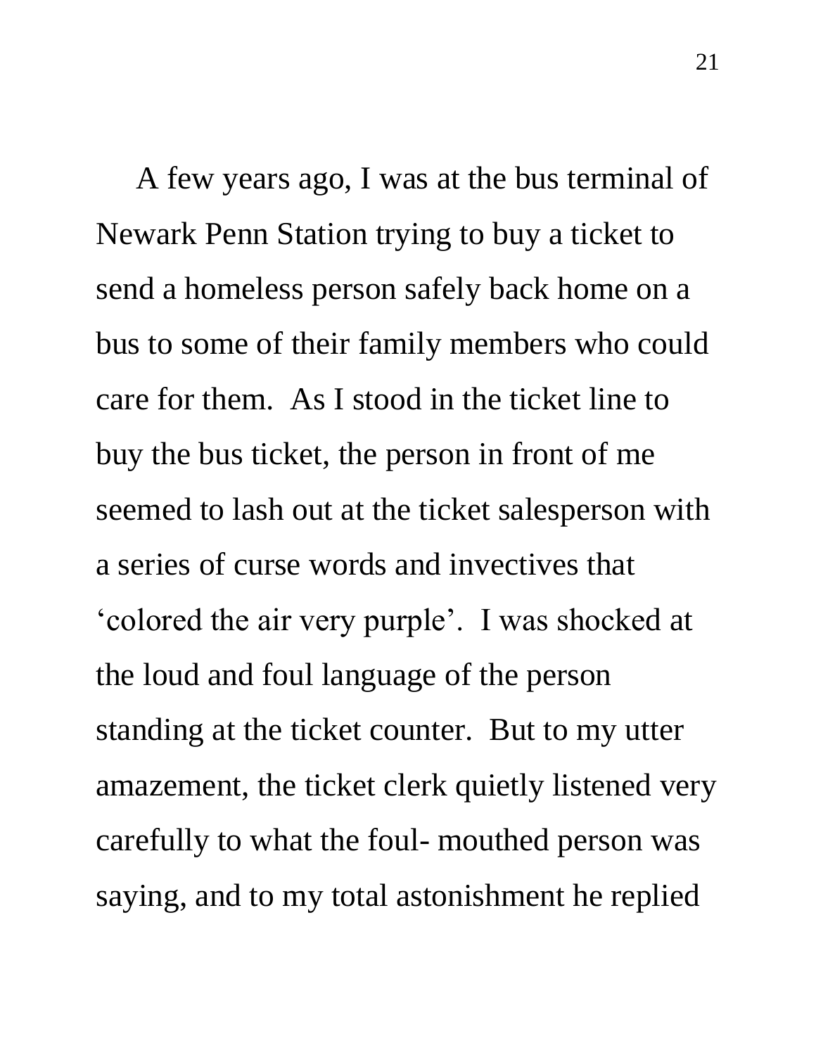A few years ago, I was at the bus terminal of Newark Penn Station trying to buy a ticket to send a homeless person safely back home on a bus to some of their family members who could care for them. As I stood in the ticket line to buy the bus ticket, the person in front of me seemed to lash out at the ticket salesperson with a series of curse words and invectives that 'colored the air very purple'. I was shocked at the loud and foul language of the person standing at the ticket counter. But to my utter amazement, the ticket clerk quietly listened very carefully to what the foul- mouthed person was saying, and to my total astonishment he replied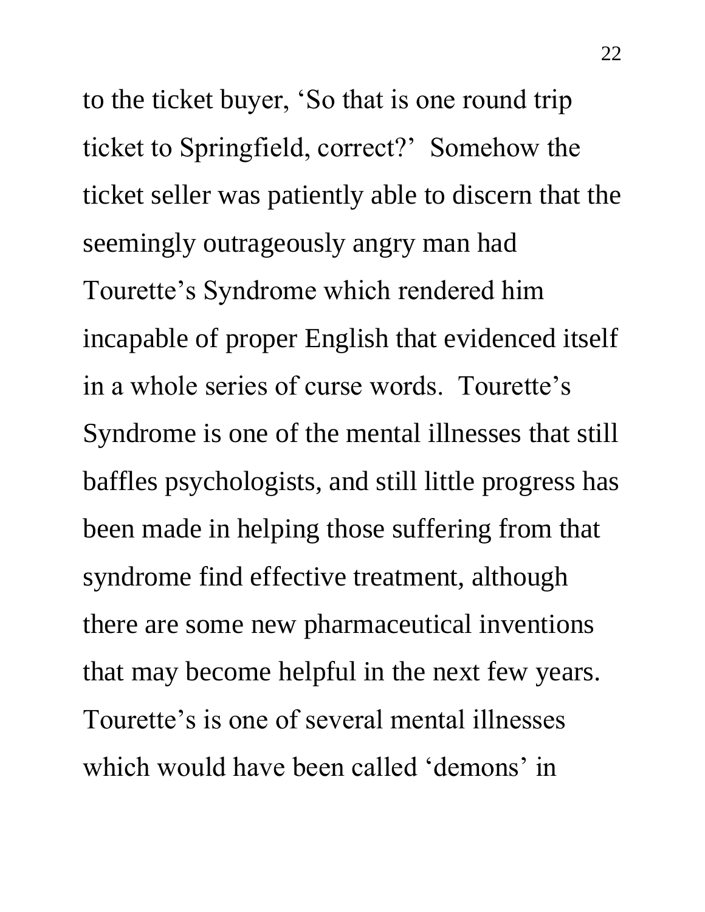to the ticket buyer, 'So that is one round trip ticket to Springfield, correct?' Somehow the ticket seller was patiently able to discern that the seemingly outrageously angry man had Tourette's Syndrome which rendered him incapable of proper English that evidenced itself in a whole series of curse words. Tourette's Syndrome is one of the mental illnesses that still baffles psychologists, and still little progress has been made in helping those suffering from that syndrome find effective treatment, although there are some new pharmaceutical inventions that may become helpful in the next few years. Tourette's is one of several mental illnesses which would have been called 'demons' in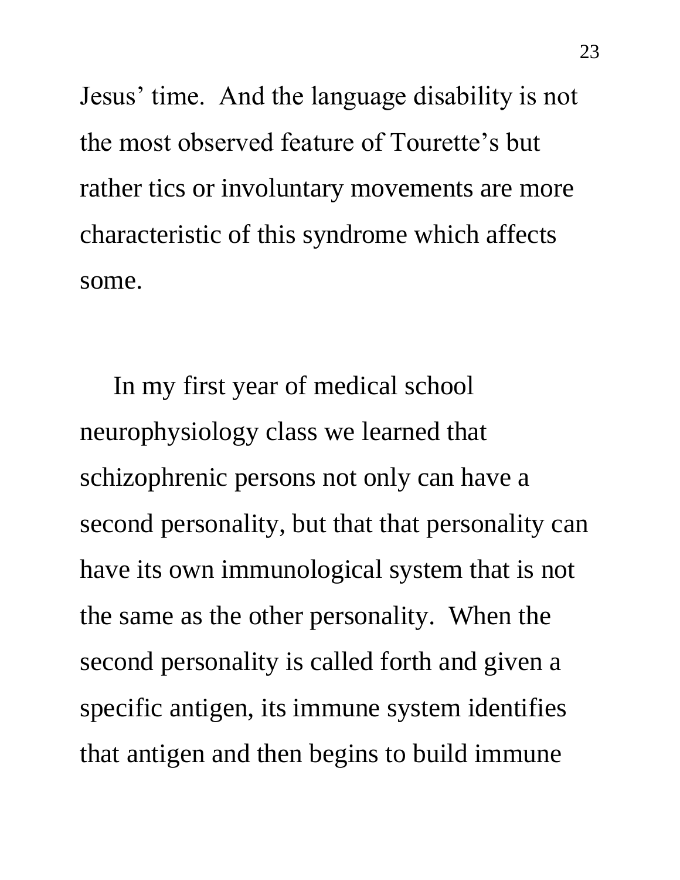Jesus' time. And the language disability is not the most observed feature of Tourette's but rather tics or involuntary movements are more characteristic of this syndrome which affects some.

In my first year of medical school neurophysiology class we learned that schizophrenic persons not only can have a second personality, but that that personality can have its own immunological system that is not the same as the other personality. When the second personality is called forth and given a specific antigen, its immune system identifies that antigen and then begins to build immune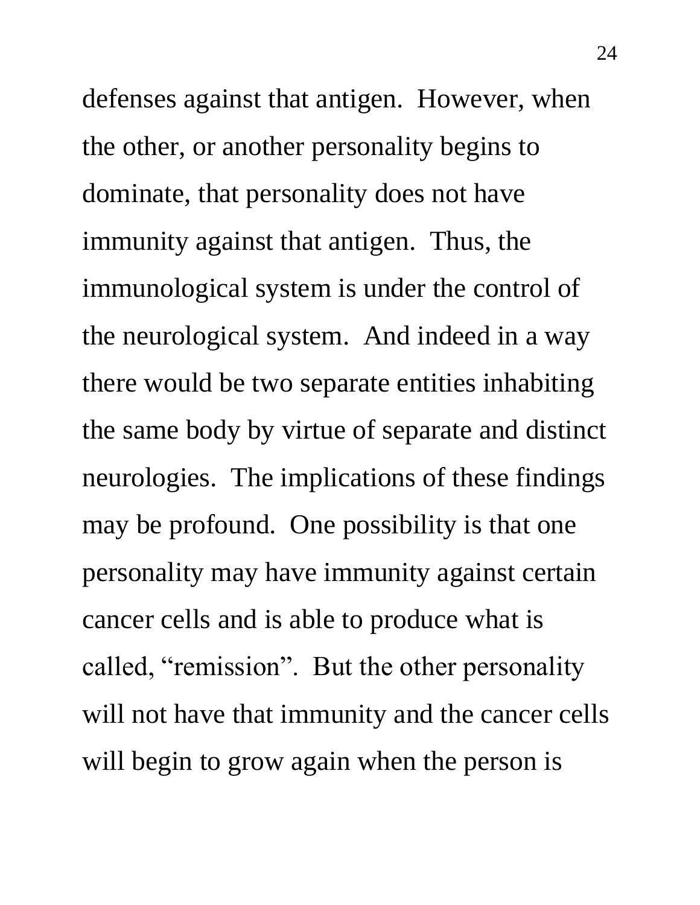defenses against that antigen. However, when the other, or another personality begins to dominate, that personality does not have immunity against that antigen. Thus, the immunological system is under the control of the neurological system. And indeed in a way there would be two separate entities inhabiting the same body by virtue of separate and distinct neurologies. The implications of these findings may be profound. One possibility is that one personality may have immunity against certain cancer cells and is able to produce what is called, "remission". But the other personality will not have that immunity and the cancer cells will begin to grow again when the person is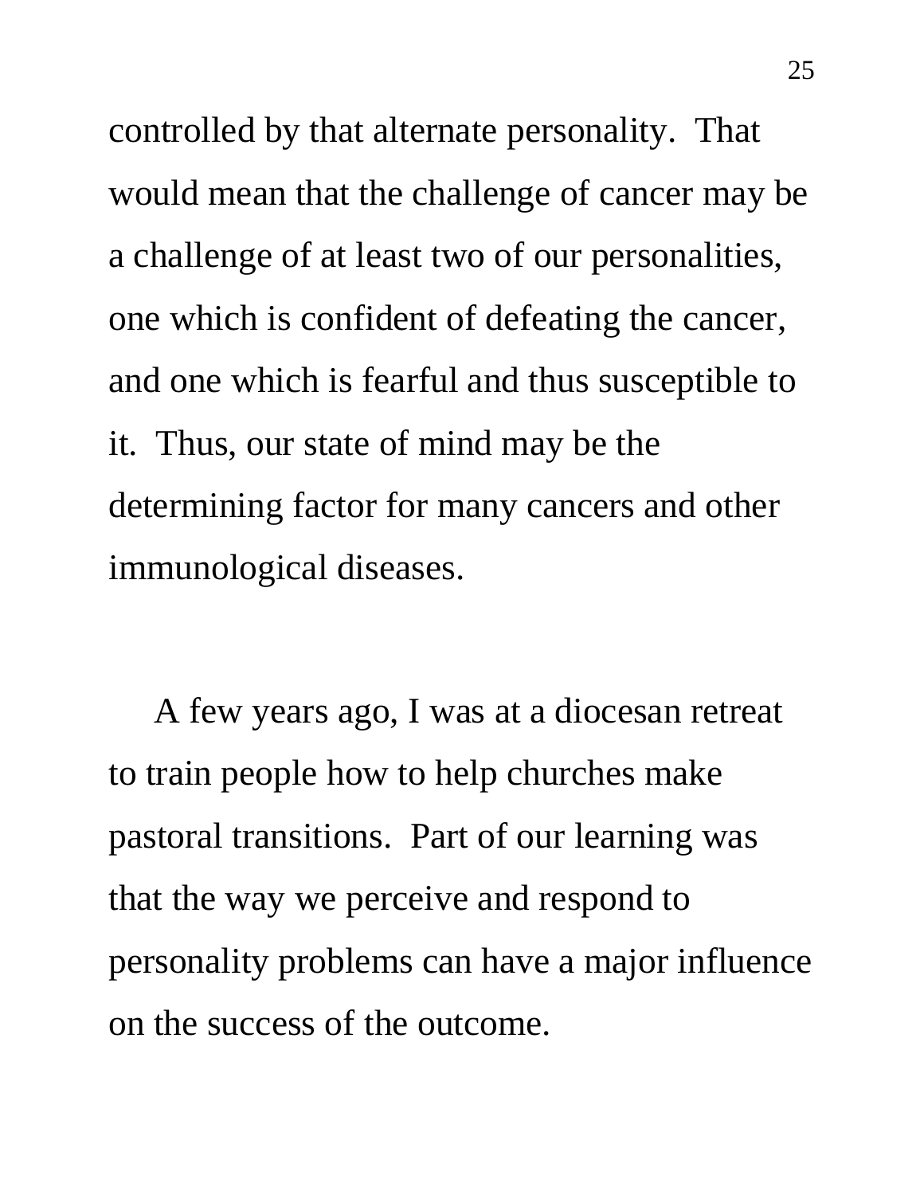controlled by that alternate personality.  That would mean that the challenge of cancer may be a challenge of at least two of our personalities, one which is confident of defeating the cancer, and one which is fearful and thus susceptible to it.  Thus, our state of mind may be the determining factor for many cancers and other immunological diseases.

A few years ago, I was at a diocesan retreat to train people how to help churches make pastoral transitions.  Part of our learning was that the way we perceive and respond to personality problems can have a major influence on the success of the outcome.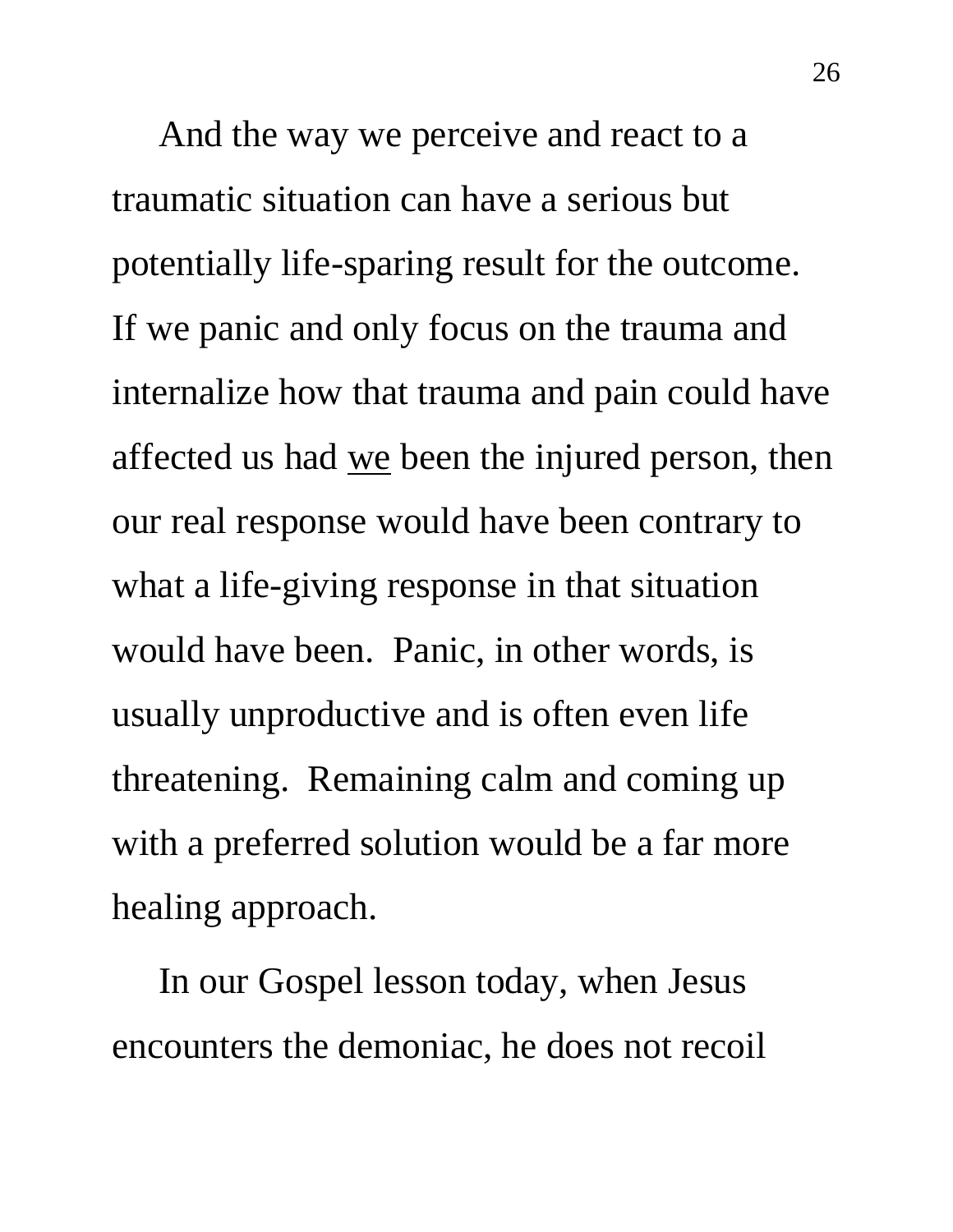And the way we perceive and react to a traumatic situation can have a serious but potentially life-sparing result for the outcome. If we panic and only focus on the trauma and internalize how that trauma and pain could have affected us had <u>we</u> been the injured person, then our real response would have been contrary to what a life-giving response in that situation would have been. Panic, in other words, is usually unproductive and is often even life threatening. Remaining calm and coming up with a preferred solution would be a far more healing approach.

In our Gospel lesson today, when Jesus encounters the demoniac, he does not recoil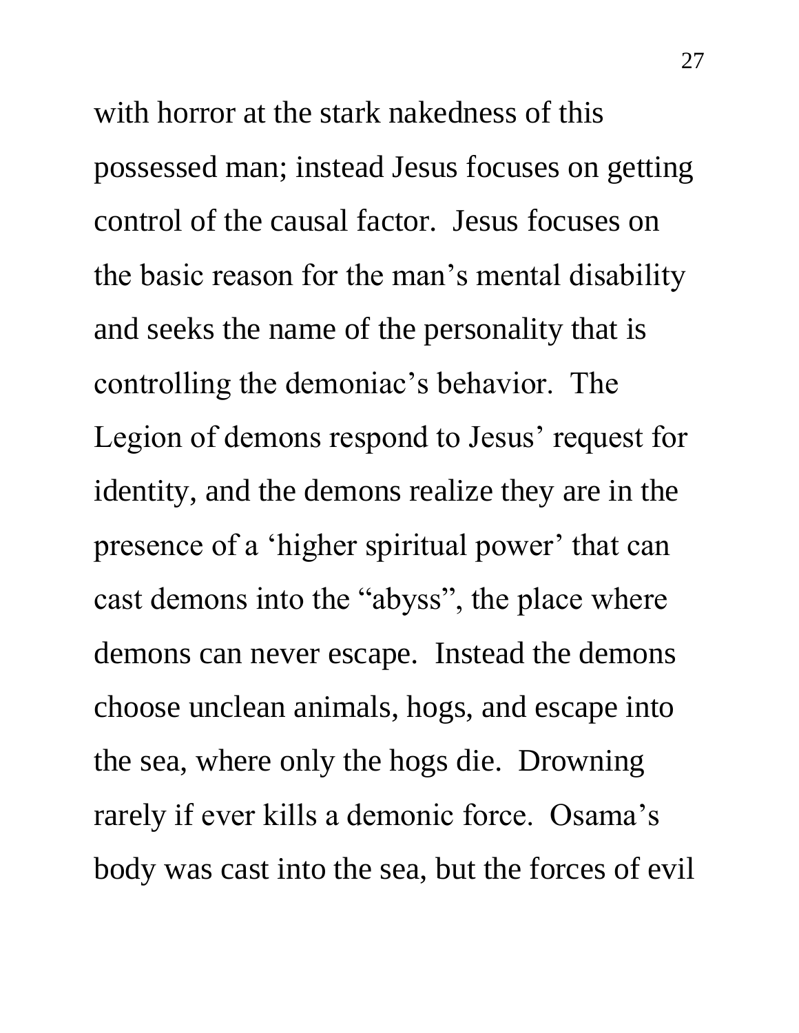with horror at the stark nakedness of this possessed man; instead Jesus focuses on getting control of the causal factor. Jesus focuses on the basic reason for the man's mental disability and seeks the name of the personality that is controlling the demoniac's behavior. The Legion of demons respond to Jesus' request for identity, and the demons realize they are in the presence of a 'higher spiritual power' that can cast demons into the "abyss", the place where demons can never escape. Instead the demons choose unclean animals, hogs, and escape into the sea, where only the hogs die. Drowning rarely if ever kills a demonic force. Osama's body was cast into the sea, but the forces of evil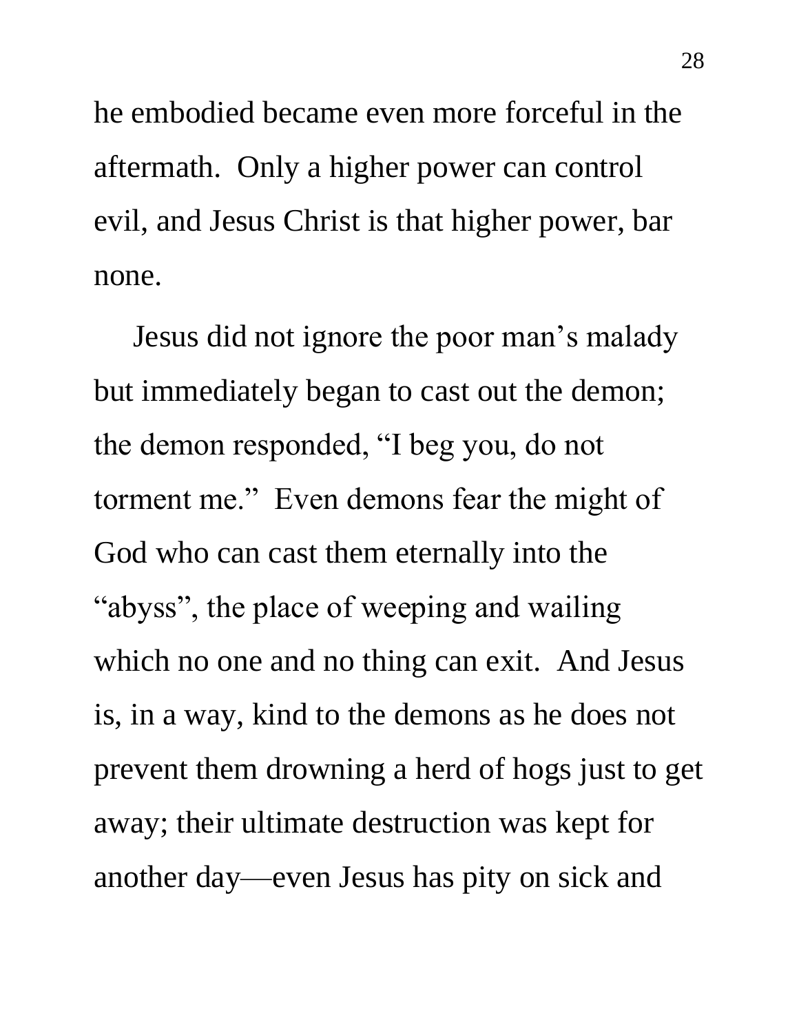he embodied became even more forceful in the aftermath.  Only a higher power can control evil, and Jesus Christ is that higher power, bar none.

Jesus did not ignore the poor man's malady but immediately began to cast out the demon; the demon responded, "I beg you, do not torment me."  Even demons fear the might of God who can cast them eternally into the "abyss", the place of weeping and wailing which no one and no thing can exit.  And Jesus is, in a way, kind to the demons as he does not prevent them drowning a herd of hogs just to get away; their ultimate destruction was kept for another day—even Jesus has pity on sick and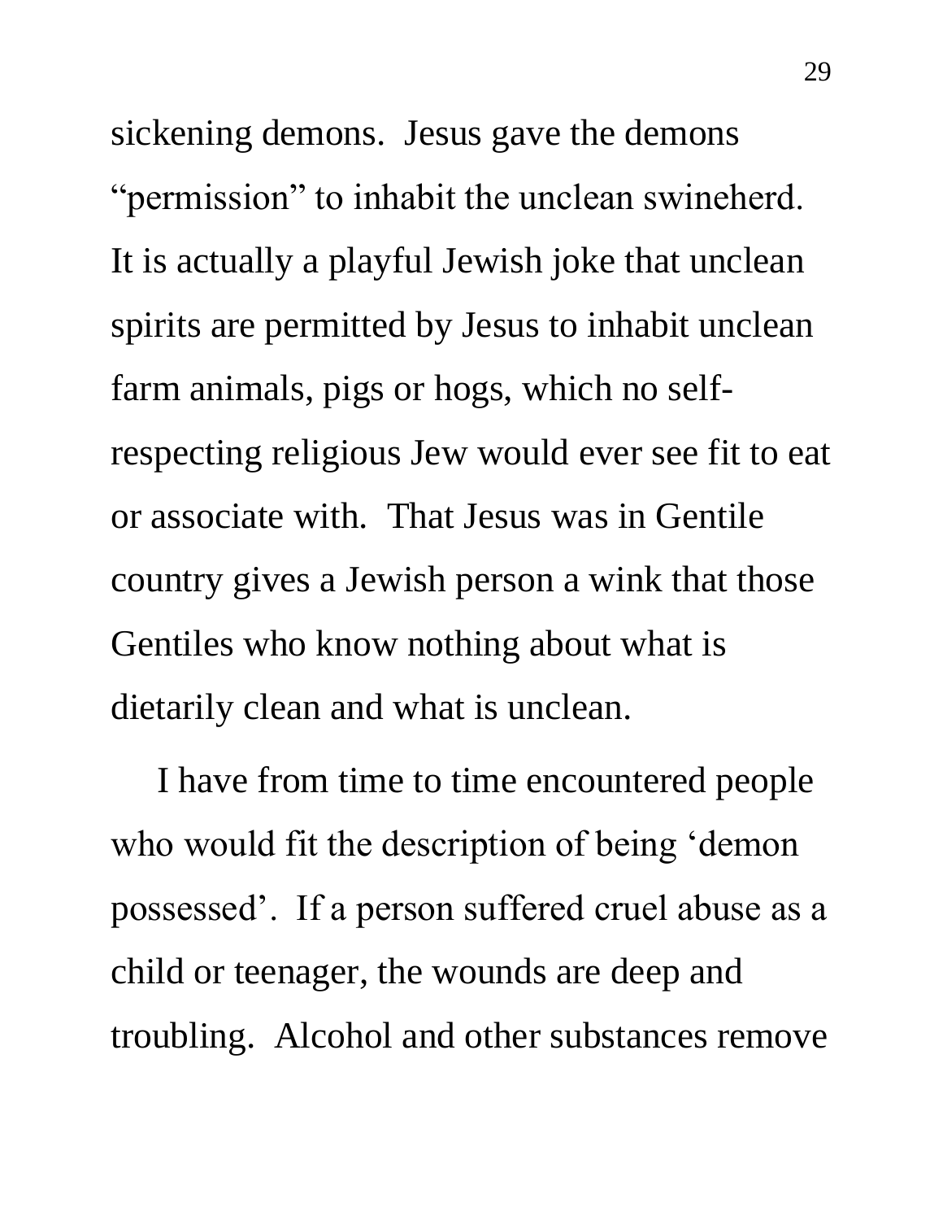sickening demons. Jesus gave the demons "permission" to inhabit the unclean swineherd. It is actually a playful Jewish joke that unclean spirits are permitted by Jesus to inhabit unclean farm animals, pigs or hogs, which no self-respecting religious Jew would ever see fit to eat or associate with. That Jesus was in Gentile country gives a Jewish person a wink that those Gentiles who know nothing about what is dietarily clean and what is unclean.

I have from time to time encountered people who would fit the description of being 'demon possessed'. If a person suffered cruel abuse as a child or teenager, the wounds are deep and troubling. Alcohol and other substances remove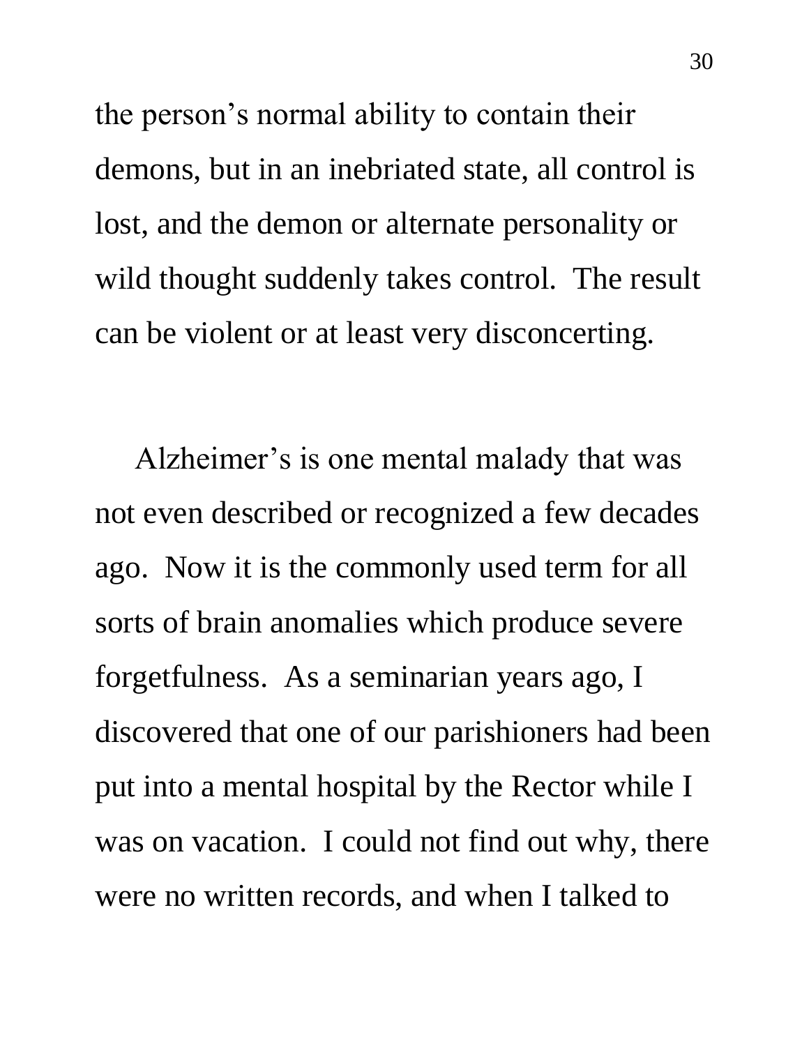the person's normal ability to contain their demons, but in an inebriated state, all control is lost, and the demon or alternate personality or wild thought suddenly takes control. The result can be violent or at least very disconcerting.

Alzheimer's is one mental malady that was not even described or recognized a few decades ago. Now it is the commonly used term for all sorts of brain anomalies which produce severe forgetfulness. As a seminarian years ago, I discovered that one of our parishioners had been put into a mental hospital by the Rector while I was on vacation. I could not find out why, there were no written records, and when I talked to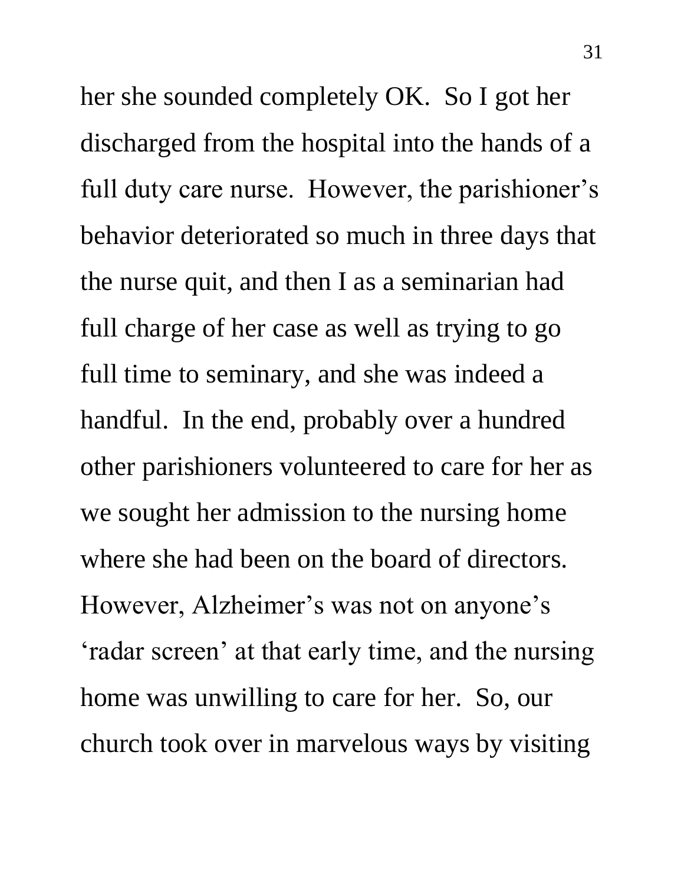her she sounded completely OK. So I got her discharged from the hospital into the hands of a full duty care nurse. However, the parishioner's behavior deteriorated so much in three days that the nurse quit, and then I as a seminarian had full charge of her case as well as trying to go full time to seminary, and she was indeed a handful. In the end, probably over a hundred other parishioners volunteered to care for her as we sought her admission to the nursing home where she had been on the board of directors. However, Alzheimer's was not on anyone's 'radar screen' at that early time, and the nursing home was unwilling to care for her. So, our church took over in marvelous ways by visiting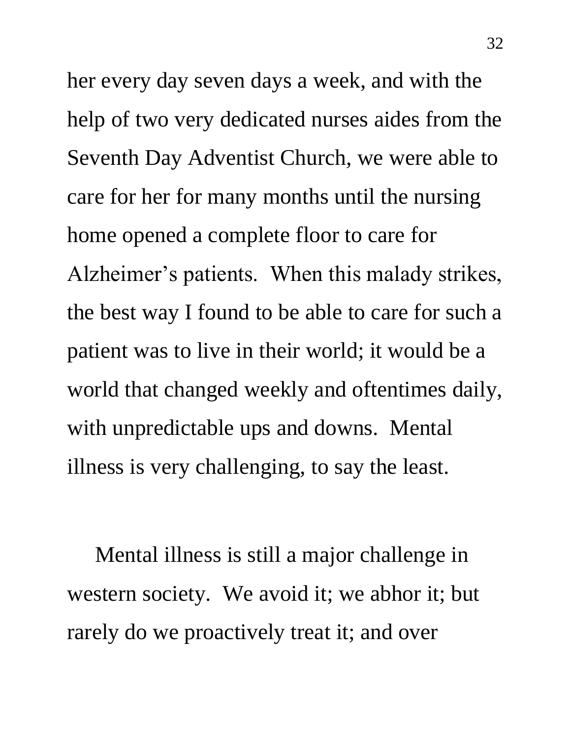her every day seven days a week, and with the help of two very dedicated nurses aides from the Seventh Day Adventist Church, we were able to care for her for many months until the nursing home opened a complete floor to care for Alzheimer's patients. When this malady strikes, the best way I found to be able to care for such a patient was to live in their world; it would be a world that changed weekly and oftentimes daily, with unpredictable ups and downs. Mental illness is very challenging, to say the least.

Mental illness is still a major challenge in western society. We avoid it; we abhor it; but rarely do we proactively treat it; and over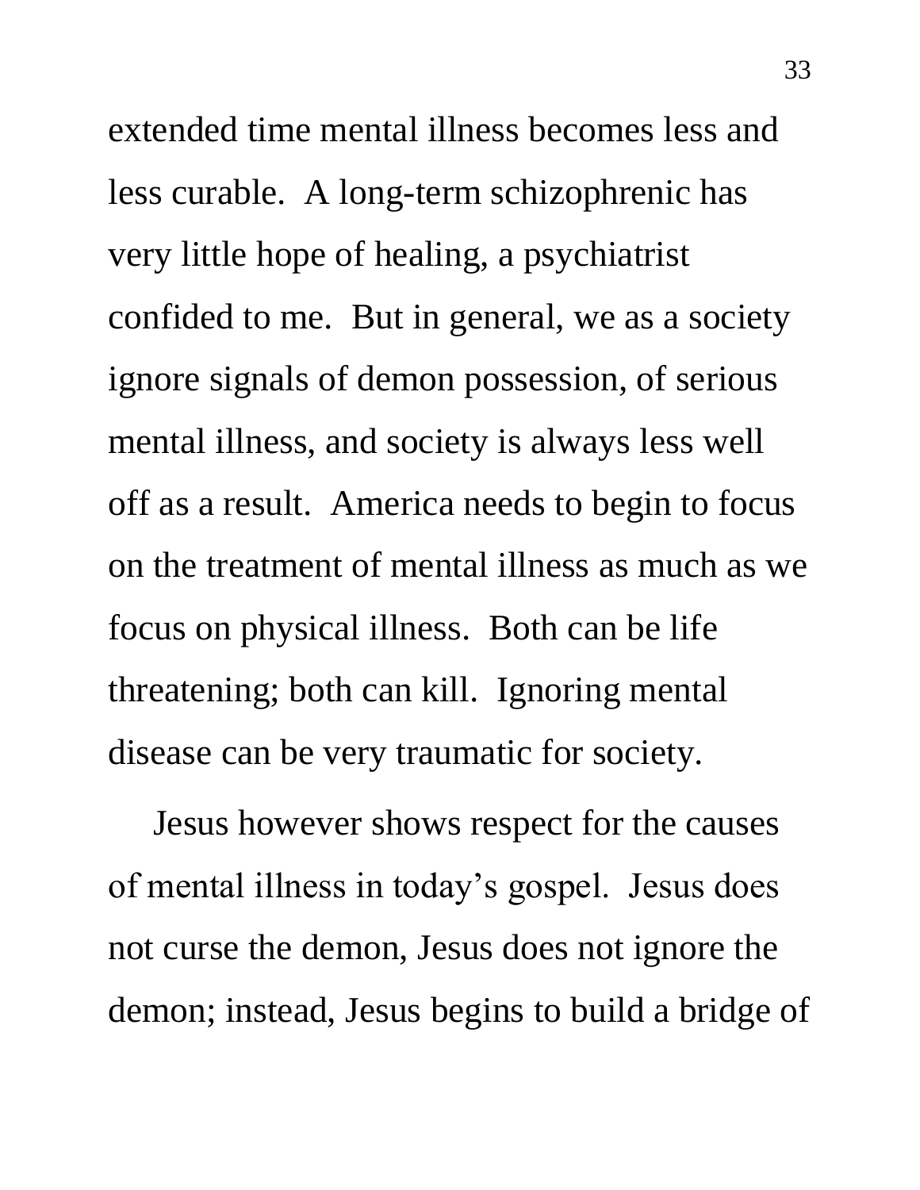extended time mental illness becomes less and less curable. A long-term schizophrenic has very little hope of healing, a psychiatrist confided to me. But in general, we as a society ignore signals of demon possession, of serious mental illness, and society is always less well off as a result. America needs to begin to focus on the treatment of mental illness as much as we focus on physical illness. Both can be life threatening; both can kill. Ignoring mental disease can be very traumatic for society.

Jesus however shows respect for the causes of mental illness in today's gospel. Jesus does not curse the demon, Jesus does not ignore the demon; instead, Jesus begins to build a bridge of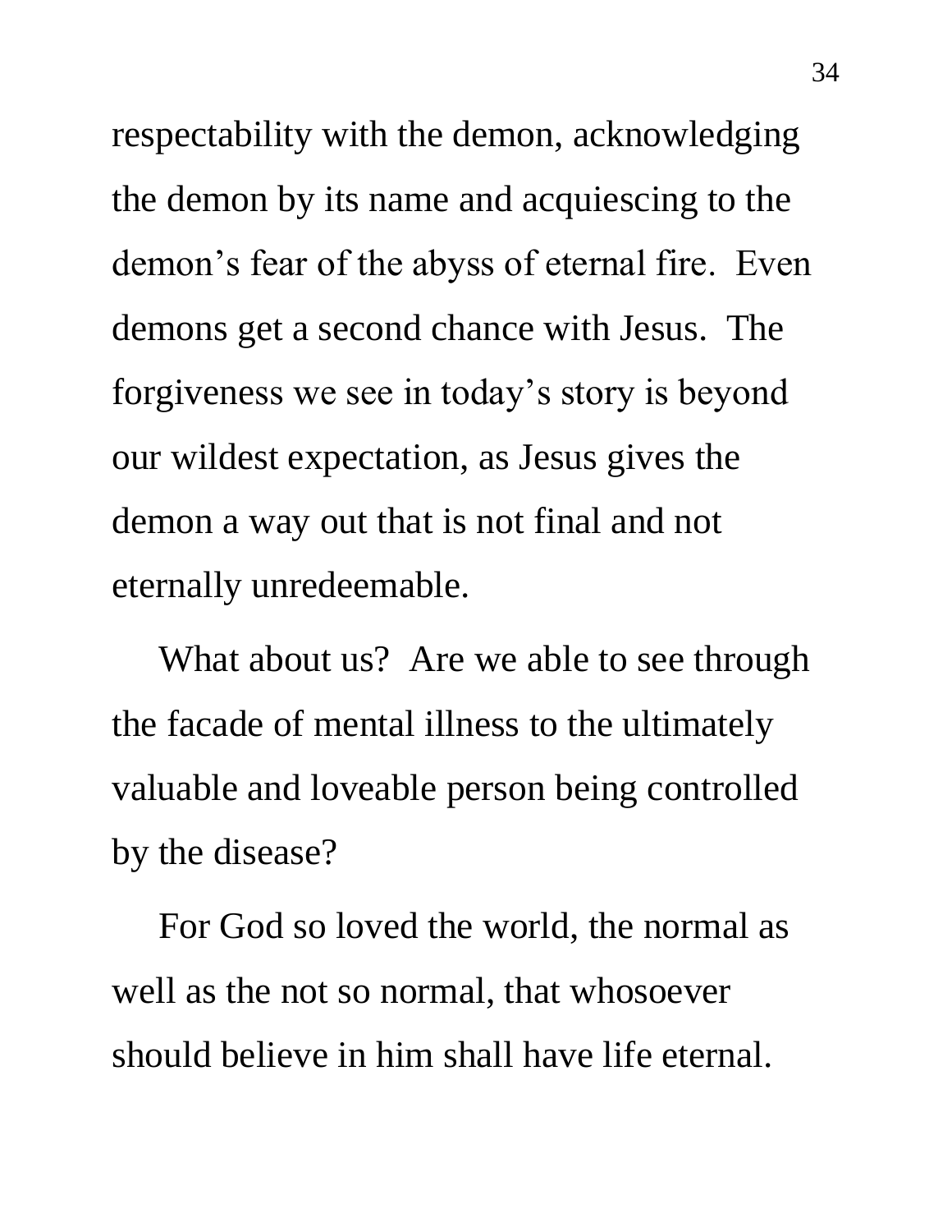respectability with the demon, acknowledging the demon by its name and acquiescing to the demon's fear of the abyss of eternal fire. Even demons get a second chance with Jesus. The forgiveness we see in today's story is beyond our wildest expectation, as Jesus gives the demon a way out that is not final and not eternally unredeemable.

What about us? Are we able to see through the facade of mental illness to the ultimately valuable and loveable person being controlled by the disease?

For God so loved the world, the normal as well as the not so normal, that whosoever should believe in him shall have life eternal.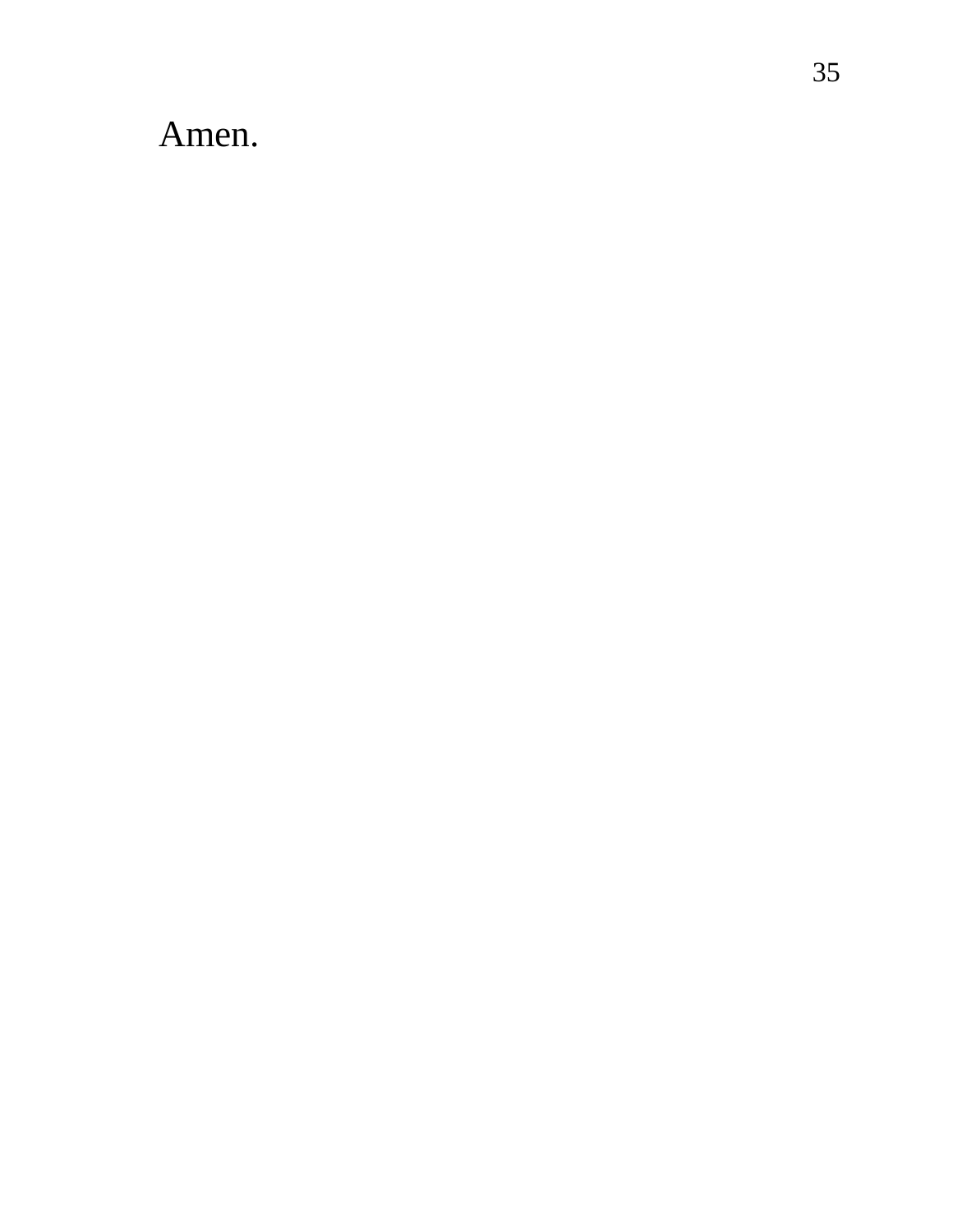Amen.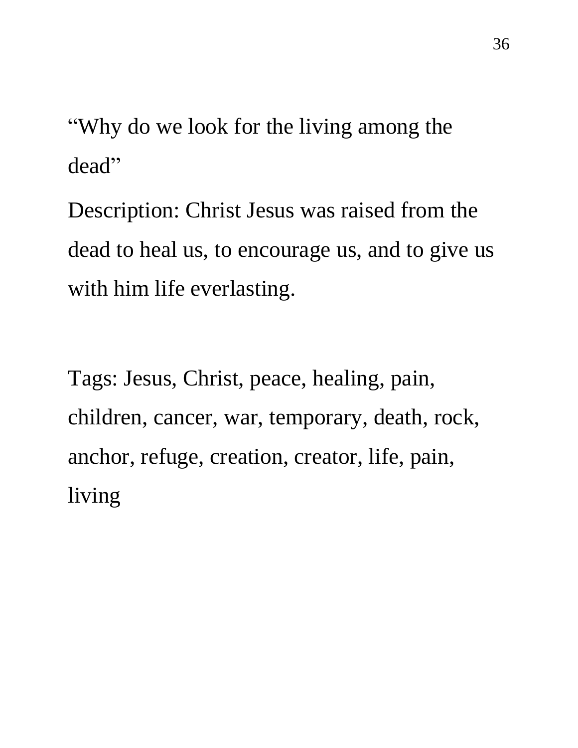"Why do we look for the living among the dead"

Description: Christ Jesus was raised from the dead to heal us, to encourage us, and to give us with him life everlasting.

Tags: Jesus, Christ, peace, healing, pain, children, cancer, war, temporary, death, rock, anchor, refuge, creation, creator, life, pain, living